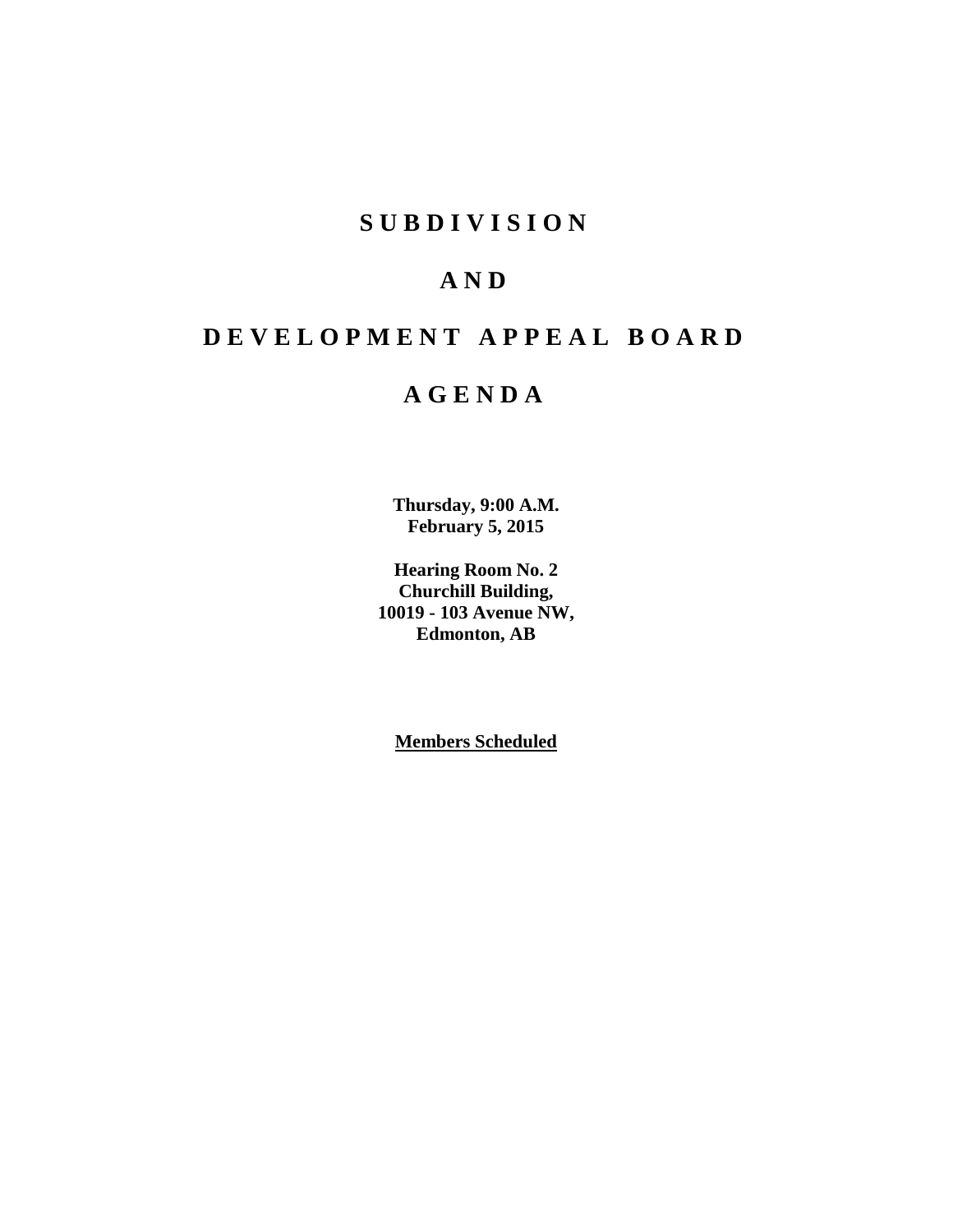# S U B D I V I S I O N

# A N D

# D E V E L O P M E N T   A P P E A L   B O A R D

# A G E N D A

**Thursday, 9:00 A.M.**
**February 5, 2015**

**Hearing Room No. 2**
**Churchill Building,**
**10019 - 103 Avenue NW,**
**Edmonton, AB**

**Members Scheduled**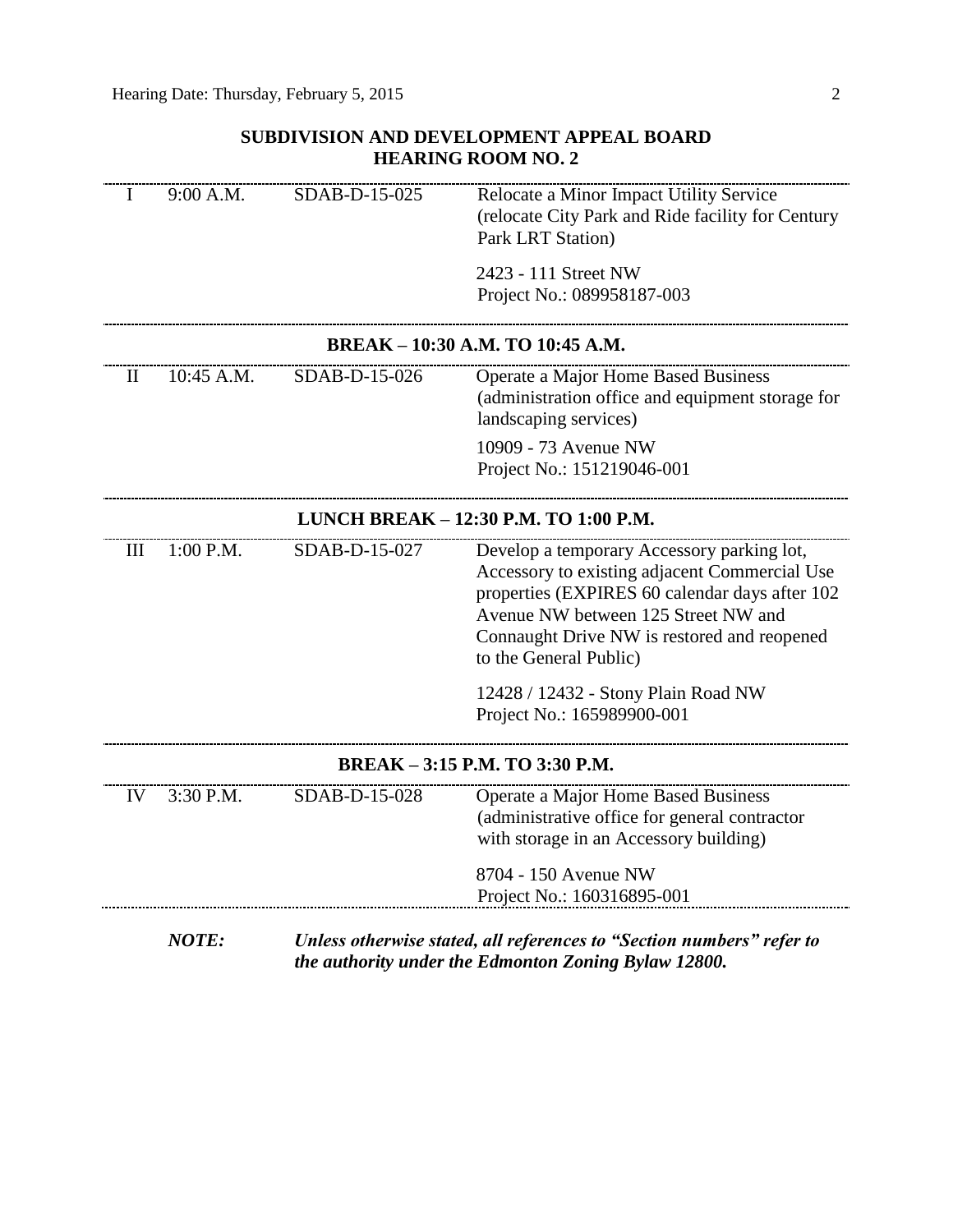## SUBDIVISION AND DEVELOPMENT APPEAL BOARD
## HEARING ROOM NO. 2

| | | | |
|---|---|---|---|
| I | 9:00 A.M. | SDAB-D-15-025 | Relocate a Minor Impact Utility Service (relocate City Park and Ride facility for Century Park LRT Station)<br><br>2423 - 111 Street NW<br>Project No.: 089958187-003 |

**BREAK – 10:30 A.M. TO 10:45 A.M.**

| | | | |
|---|---|---|---|
| II | 10:45 A.M. | SDAB-D-15-026 | Operate a Major Home Based Business (administration office and equipment storage for landscaping services)<br><br>10909 - 73 Avenue NW<br>Project No.: 151219046-001 |

**LUNCH BREAK – 12:30 P.M. TO 1:00 P.M.**

| | | | |
|---|---|---|---|
| III | 1:00 P.M. | SDAB-D-15-027 | Develop a temporary Accessory parking lot, Accessory to existing adjacent Commercial Use properties (EXPIRES 60 calendar days after 102 Avenue NW between 125 Street NW and Connaught Drive NW is restored and reopened to the General Public)<br><br>12428 / 12432 - Stony Plain Road NW<br>Project No.: 165989900-001 |

**BREAK – 3:15 P.M. TO 3:30 P.M.**

| | | | |
|---|---|---|---|
| IV | 3:30 P.M. | SDAB-D-15-028 | Operate a Major Home Based Business (administrative office for general contractor with storage in an Accessory building)<br><br>8704 - 150 Avenue NW<br>Project No.: 160316895-001 |

***NOTE:*** ***Unless otherwise stated, all references to "Section numbers" refer to the authority under the Edmonton Zoning Bylaw 12800.***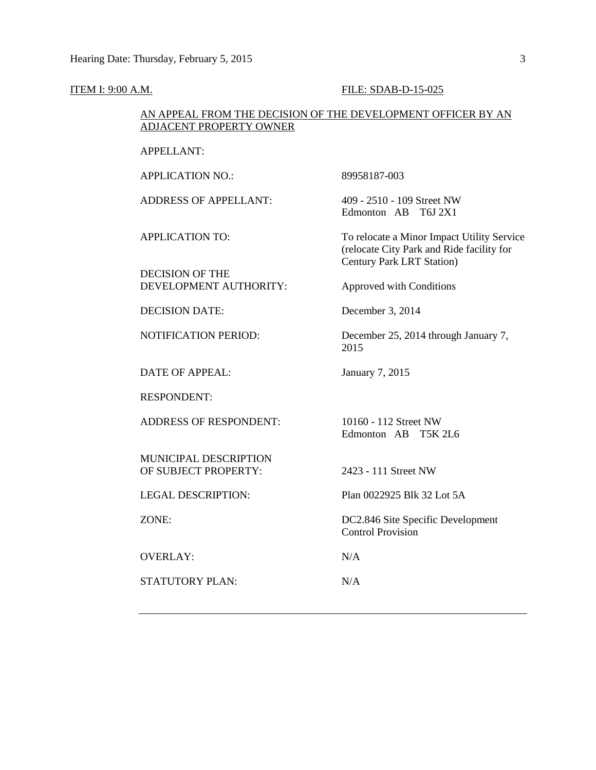ITEM I: 9:00 A.M. FILE: SDAB-D-15-025

AN APPEAL FROM THE DECISION OF THE DEVELOPMENT OFFICER BY AN ADJACENT PROPERTY OWNER

| | |
|---|---|
| APPELLANT: | |
| APPLICATION NO.: | 89958187-003 |
| ADDRESS OF APPELLANT: | 409 - 2510 - 109 Street NW<br>Edmonton AB T6J 2X1 |
| APPLICATION TO: | To relocate a Minor Impact Utility Service (relocate City Park and Ride facility for Century Park LRT Station) |
| DECISION OF THE DEVELOPMENT AUTHORITY: | Approved with Conditions |
| DECISION DATE: | December 3, 2014 |
| NOTIFICATION PERIOD: | December 25, 2014 through January 7, 2015 |
| DATE OF APPEAL: | January 7, 2015 |
| RESPONDENT: | |
| ADDRESS OF RESPONDENT: | 10160 - 112 Street NW<br>Edmonton AB T5K 2L6 |
| MUNICIPAL DESCRIPTION OF SUBJECT PROPERTY: | 2423 - 111 Street NW |
| LEGAL DESCRIPTION: | Plan 0022925 Blk 32 Lot 5A |
| ZONE: | DC2.846 Site Specific Development Control Provision |
| OVERLAY: | N/A |
| STATUTORY PLAN: | N/A |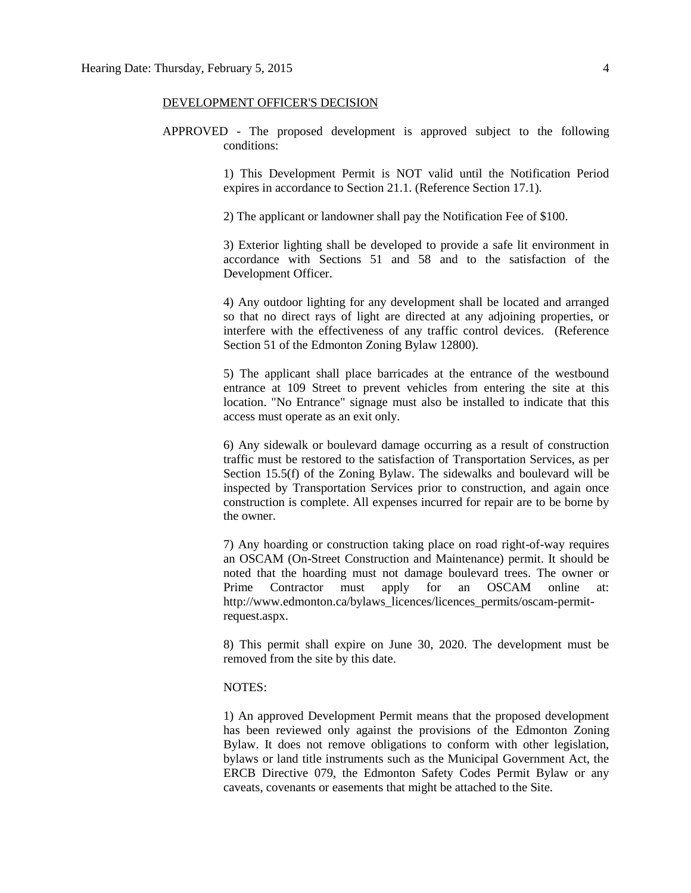DEVELOPMENT OFFICER'S DECISION

APPROVED - The proposed development is approved subject to the following conditions:

1) This Development Permit is NOT valid until the Notification Period expires in accordance to Section 21.1. (Reference Section 17.1).

2) The applicant or landowner shall pay the Notification Fee of $100.

3) Exterior lighting shall be developed to provide a safe lit environment in accordance with Sections 51 and 58 and to the satisfaction of the Development Officer.

4) Any outdoor lighting for any development shall be located and arranged so that no direct rays of light are directed at any adjoining properties, or interfere with the effectiveness of any traffic control devices. (Reference Section 51 of the Edmonton Zoning Bylaw 12800).

5) The applicant shall place barricades at the entrance of the westbound entrance at 109 Street to prevent vehicles from entering the site at this location. "No Entrance" signage must also be installed to indicate that this access must operate as an exit only.

6) Any sidewalk or boulevard damage occurring as a result of construction traffic must be restored to the satisfaction of Transportation Services, as per Section 15.5(f) of the Zoning Bylaw. The sidewalks and boulevard will be inspected by Transportation Services prior to construction, and again once construction is complete. All expenses incurred for repair are to be borne by the owner.

7) Any hoarding or construction taking place on road right-of-way requires an OSCAM (On-Street Construction and Maintenance) permit. It should be noted that the hoarding must not damage boulevard trees. The owner or Prime Contractor must apply for an OSCAM online at: http://www.edmonton.ca/bylaws_licences/licences_permits/oscam-permit-request.aspx.

8) This permit shall expire on June 30, 2020. The development must be removed from the site by this date.

NOTES:

1) An approved Development Permit means that the proposed development has been reviewed only against the provisions of the Edmonton Zoning Bylaw. It does not remove obligations to conform with other legislation, bylaws or land title instruments such as the Municipal Government Act, the ERCB Directive 079, the Edmonton Safety Codes Permit Bylaw or any caveats, covenants or easements that might be attached to the Site.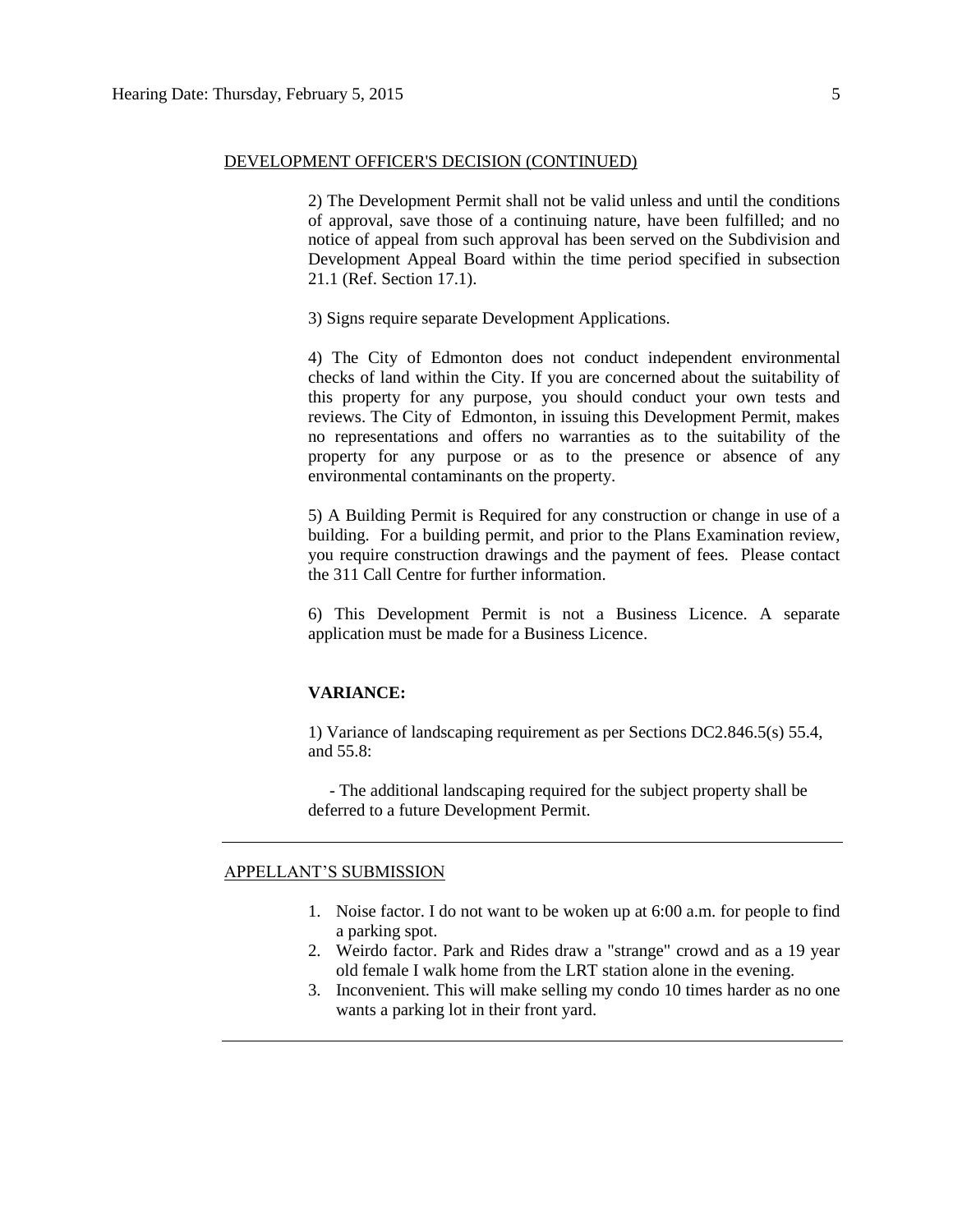DEVELOPMENT OFFICER'S DECISION (CONTINUED)

2) The Development Permit shall not be valid unless and until the conditions of approval, save those of a continuing nature, have been fulfilled; and no notice of appeal from such approval has been served on the Subdivision and Development Appeal Board within the time period specified in subsection 21.1 (Ref. Section 17.1).

3) Signs require separate Development Applications.

4) The City of Edmonton does not conduct independent environmental checks of land within the City. If you are concerned about the suitability of this property for any purpose, you should conduct your own tests and reviews. The City of Edmonton, in issuing this Development Permit, makes no representations and offers no warranties as to the suitability of the property for any purpose or as to the presence or absence of any environmental contaminants on the property.

5) A Building Permit is Required for any construction or change in use of a building. For a building permit, and prior to the Plans Examination review, you require construction drawings and the payment of fees. Please contact the 311 Call Centre for further information.

6) This Development Permit is not a Business Licence. A separate application must be made for a Business Licence.

**VARIANCE:**

1) Variance of landscaping requirement as per Sections DC2.846.5(s) 55.4, and 55.8:

- The additional landscaping required for the subject property shall be deferred to a future Development Permit.

---

APPELLANT'S SUBMISSION

1. Noise factor. I do not want to be woken up at 6:00 a.m. for people to find a parking spot.
2. Weirdo factor. Park and Rides draw a "strange" crowd and as a 19 year old female I walk home from the LRT station alone in the evening.
3. Inconvenient. This will make selling my condo 10 times harder as no one wants a parking lot in their front yard.

---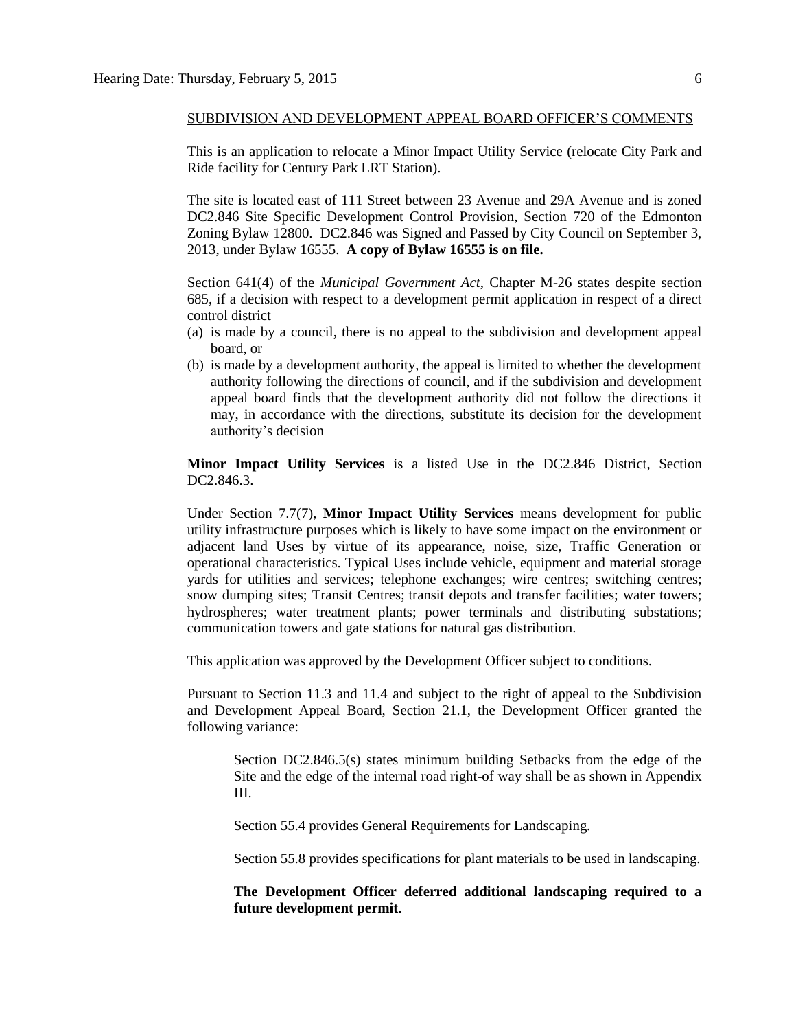SUBDIVISION AND DEVELOPMENT APPEAL BOARD OFFICER'S COMMENTS

This is an application to relocate a Minor Impact Utility Service (relocate City Park and Ride facility for Century Park LRT Station).

The site is located east of 111 Street between 23 Avenue and 29A Avenue and is zoned DC2.846 Site Specific Development Control Provision, Section 720 of the Edmonton Zoning Bylaw 12800. DC2.846 was Signed and Passed by City Council on September 3, 2013, under Bylaw 16555. **A copy of Bylaw 16555 is on file.**

Section 641(4) of the *Municipal Government Act*, Chapter M-26 states despite section 685, if a decision with respect to a development permit application in respect of a direct control district

(a) is made by a council, there is no appeal to the subdivision and development appeal board, or
(b) is made by a development authority, the appeal is limited to whether the development authority following the directions of council, and if the subdivision and development appeal board finds that the development authority did not follow the directions it may, in accordance with the directions, substitute its decision for the development authority's decision

**Minor Impact Utility Services** is a listed Use in the DC2.846 District, Section DC2.846.3.

Under Section 7.7(7), **Minor Impact Utility Services** means development for public utility infrastructure purposes which is likely to have some impact on the environment or adjacent land Uses by virtue of its appearance, noise, size, Traffic Generation or operational characteristics. Typical Uses include vehicle, equipment and material storage yards for utilities and services; telephone exchanges; wire centres; switching centres; snow dumping sites; Transit Centres; transit depots and transfer facilities; water towers; hydrospheres; water treatment plants; power terminals and distributing substations; communication towers and gate stations for natural gas distribution.

This application was approved by the Development Officer subject to conditions.

Pursuant to Section 11.3 and 11.4 and subject to the right of appeal to the Subdivision and Development Appeal Board, Section 21.1, the Development Officer granted the following variance:

> Section DC2.846.5(s) states minimum building Setbacks from the edge of the Site and the edge of the internal road right-of way shall be as shown in Appendix III.
>
> Section 55.4 provides General Requirements for Landscaping.
>
> Section 55.8 provides specifications for plant materials to be used in landscaping.
>
> **The Development Officer deferred additional landscaping required to a future development permit.**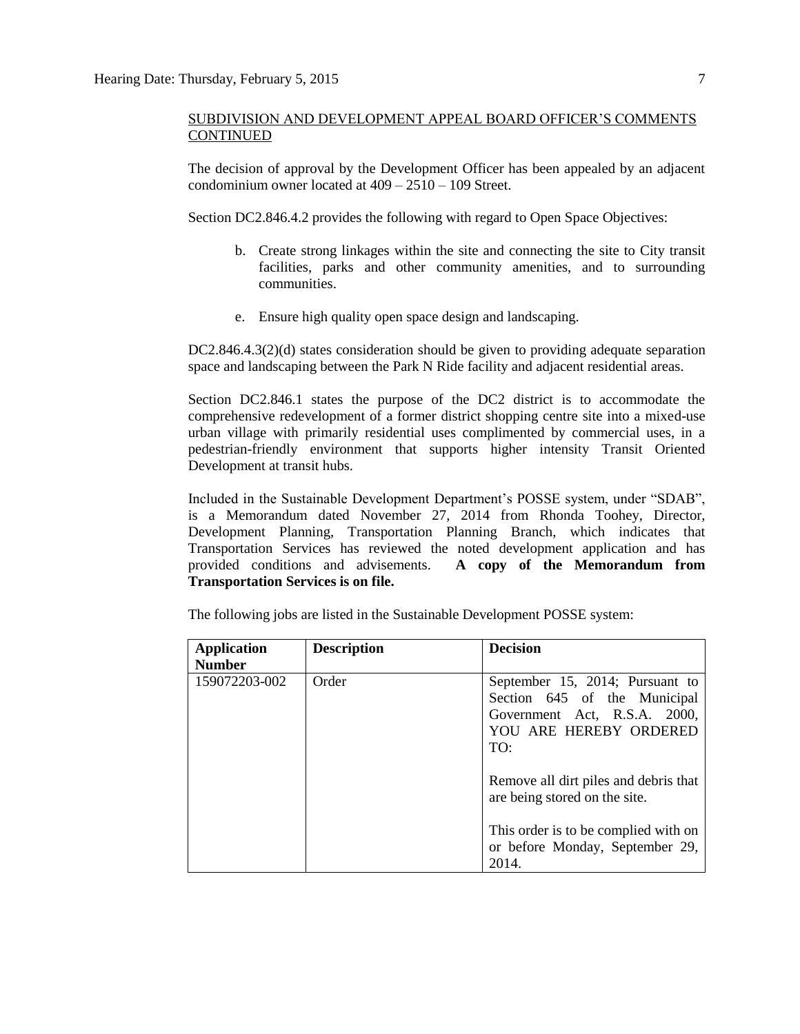SUBDIVISION AND DEVELOPMENT APPEAL BOARD OFFICER'S COMMENTS CONTINUED

The decision of approval by the Development Officer has been appealed by an adjacent condominium owner located at 409 – 2510 – 109 Street.

Section DC2.846.4.2 provides the following with regard to Open Space Objectives:

b. Create strong linkages within the site and connecting the site to City transit facilities, parks and other community amenities, and to surrounding communities.

e. Ensure high quality open space design and landscaping.

DC2.846.4.3(2)(d) states consideration should be given to providing adequate separation space and landscaping between the Park N Ride facility and adjacent residential areas.

Section DC2.846.1 states the purpose of the DC2 district is to accommodate the comprehensive redevelopment of a former district shopping centre site into a mixed-use urban village with primarily residential uses complimented by commercial uses, in a pedestrian-friendly environment that supports higher intensity Transit Oriented Development at transit hubs.

Included in the Sustainable Development Department's POSSE system, under "SDAB", is a Memorandum dated November 27, 2014 from Rhonda Toohey, Director, Development Planning, Transportation Planning Branch, which indicates that Transportation Services has reviewed the noted development application and has provided conditions and advisements. **A copy of the Memorandum from Transportation Services is on file.**

The following jobs are listed in the Sustainable Development POSSE system:

| Application Number | Description | Decision |
|---|---|---|
| 159072203-002 | Order | September 15, 2014; Pursuant to Section 645 of the Municipal Government Act, R.S.A. 2000, YOU ARE HEREBY ORDERED TO:<br><br>Remove all dirt piles and debris that are being stored on the site.<br><br>This order is to be complied with on or before Monday, September 29, 2014. |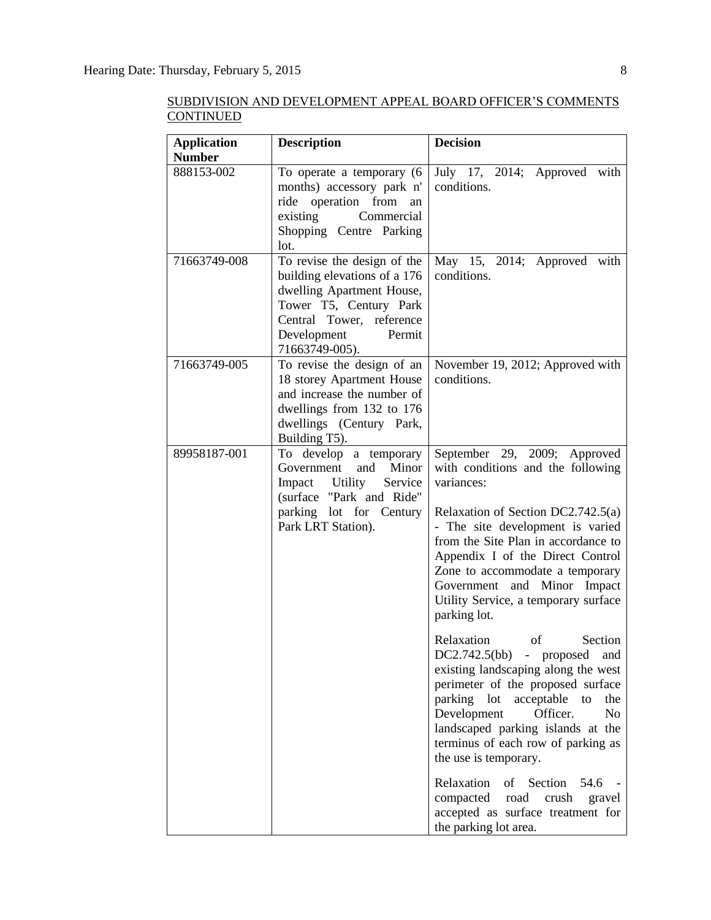SUBDIVISION AND DEVELOPMENT APPEAL BOARD OFFICER'S COMMENTS CONTINUED

| Application Number | Description | Decision |
| --- | --- | --- |
| 888153-002 | To operate a temporary (6 months) accessory park n' ride operation from an existing Commercial Shopping Centre Parking lot. | July 17, 2014; Approved with conditions. |
| 71663749-008 | To revise the design of the building elevations of a 176 dwelling Apartment House, Tower T5, Century Park Central Tower, reference Development Permit 71663749-005). | May 15, 2014; Approved with conditions. |
| 71663749-005 | To revise the design of an 18 storey Apartment House and increase the number of dwellings from 132 to 176 dwellings (Century Park, Building T5). | November 19, 2012; Approved with conditions. |
| 89958187-001 | To develop a temporary Government and Minor Impact Utility Service (surface "Park and Ride" parking lot for Century Park LRT Station). | September 29, 2009; Approved with conditions and the following variances:<br><br>Relaxation of Section DC2.742.5(a) - The site development is varied from the Site Plan in accordance to Appendix I of the Direct Control Zone to accommodate a temporary Government and Minor Impact Utility Service, a temporary surface parking lot.<br><br>Relaxation of Section DC2.742.5(bb) - proposed and existing landscaping along the west perimeter of the proposed surface parking lot acceptable to the Development Officer. No landscaped parking islands at the terminus of each row of parking as the use is temporary.<br><br>Relaxation of Section 54.6 - compacted road crush gravel accepted as surface treatment for the parking lot area. |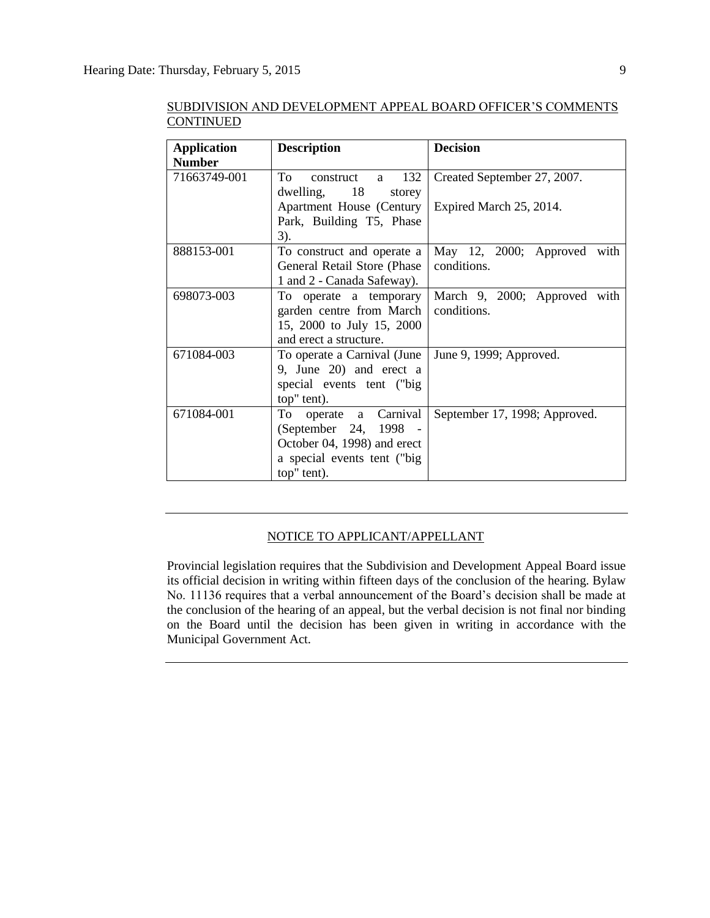SUBDIVISION AND DEVELOPMENT APPEAL BOARD OFFICER'S COMMENTS CONTINUED

| Application Number | Description | Decision |
|---|---|---|
| 71663749-001 | To construct a 132 dwelling, 18 storey Apartment House (Century Park, Building T5, Phase 3). | Created September 27, 2007.<br><br>Expired March 25, 2014. |
| 888153-001 | To construct and operate a General Retail Store (Phase 1 and 2 - Canada Safeway). | May 12, 2000; Approved with conditions. |
| 698073-003 | To operate a temporary garden centre from March 15, 2000 to July 15, 2000 and erect a structure. | March 9, 2000; Approved with conditions. |
| 671084-003 | To operate a Carnival (June 9, June 20) and erect a special events tent ("big top" tent). | June 9, 1999; Approved. |
| 671084-001 | To operate a Carnival (September 24, 1998 - October 04, 1998) and erect a special events tent ("big top" tent). | September 17, 1998; Approved. |

---

NOTICE TO APPLICANT/APPELLANT

Provincial legislation requires that the Subdivision and Development Appeal Board issue its official decision in writing within fifteen days of the conclusion of the hearing. Bylaw No. 11136 requires that a verbal announcement of the Board's decision shall be made at the conclusion of the hearing of an appeal, but the verbal decision is not final nor binding on the Board until the decision has been given in writing in accordance with the Municipal Government Act.

---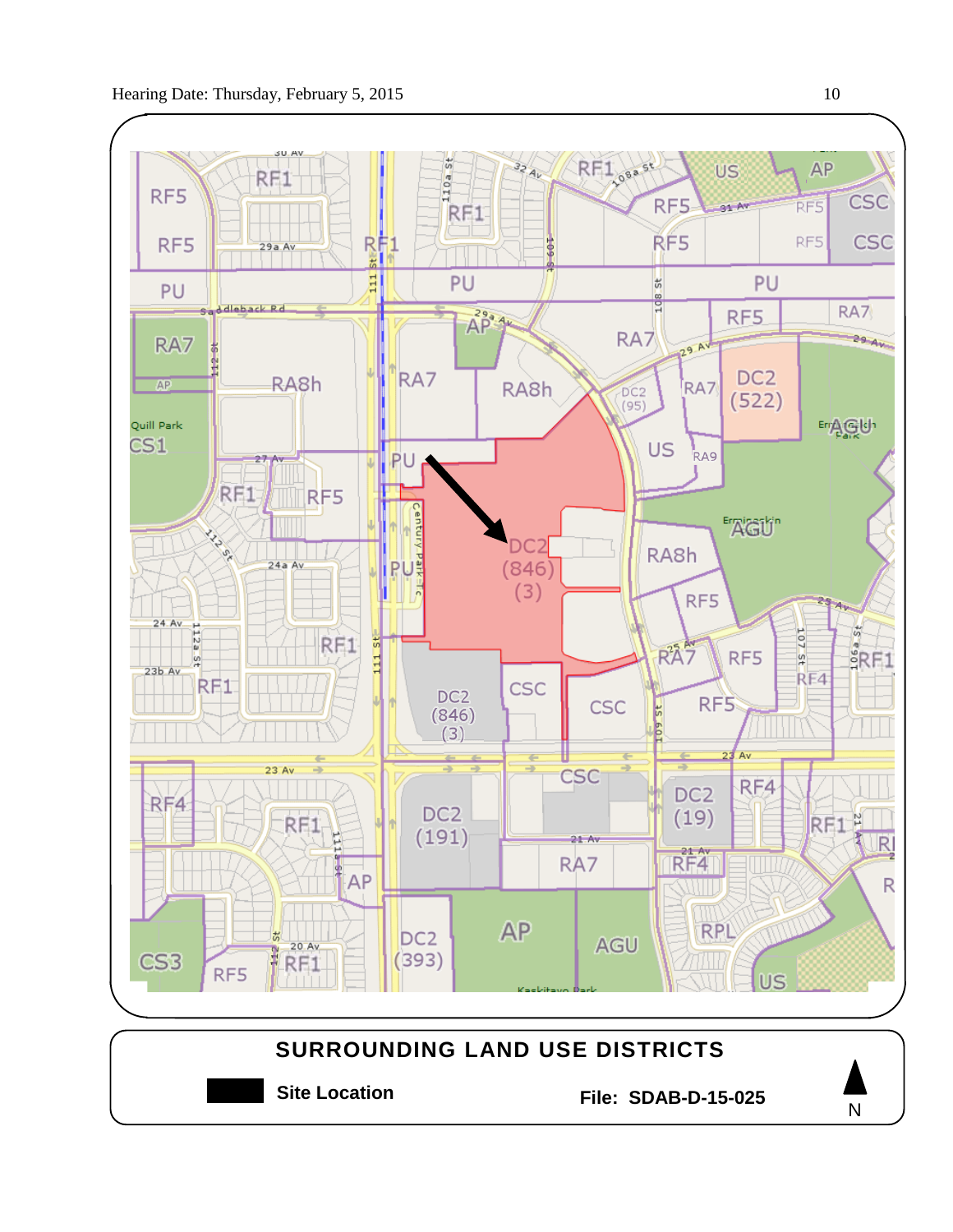## SURROUNDING LAND USE DISTRICTS

**Site Location**

**File: SDAB-D-15-025**

N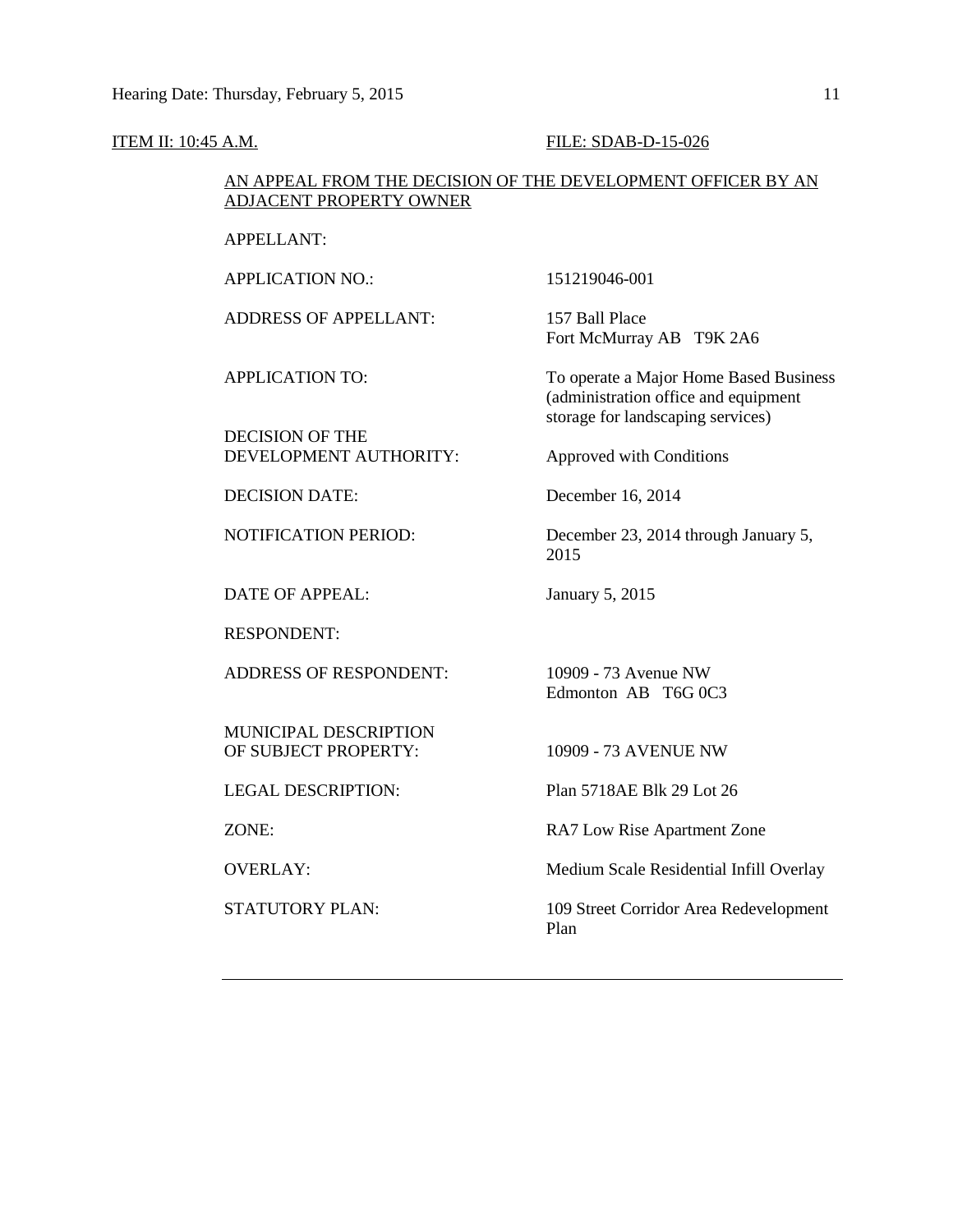ITEM II: 10:45 A.M. FILE: SDAB-D-15-026

AN APPEAL FROM THE DECISION OF THE DEVELOPMENT OFFICER BY AN ADJACENT PROPERTY OWNER

| | |
|---|---|
| APPELLANT: | |
| APPLICATION NO.: | 151219046-001 |
| ADDRESS OF APPELLANT: | 157 Ball Place<br>Fort McMurray AB T9K 2A6 |
| APPLICATION TO: | To operate a Major Home Based Business (administration office and equipment storage for landscaping services) |
| DECISION OF THE DEVELOPMENT AUTHORITY: | Approved with Conditions |
| DECISION DATE: | December 16, 2014 |
| NOTIFICATION PERIOD: | December 23, 2014 through January 5, 2015 |
| DATE OF APPEAL: | January 5, 2015 |
| RESPONDENT: | |
| ADDRESS OF RESPONDENT: | 10909 - 73 Avenue NW<br>Edmonton AB T6G 0C3 |
| MUNICIPAL DESCRIPTION OF SUBJECT PROPERTY: | 10909 - 73 AVENUE NW |
| LEGAL DESCRIPTION: | Plan 5718AE Blk 29 Lot 26 |
| ZONE: | RA7 Low Rise Apartment Zone |
| OVERLAY: | Medium Scale Residential Infill Overlay |
| STATUTORY PLAN: | 109 Street Corridor Area Redevelopment Plan |

---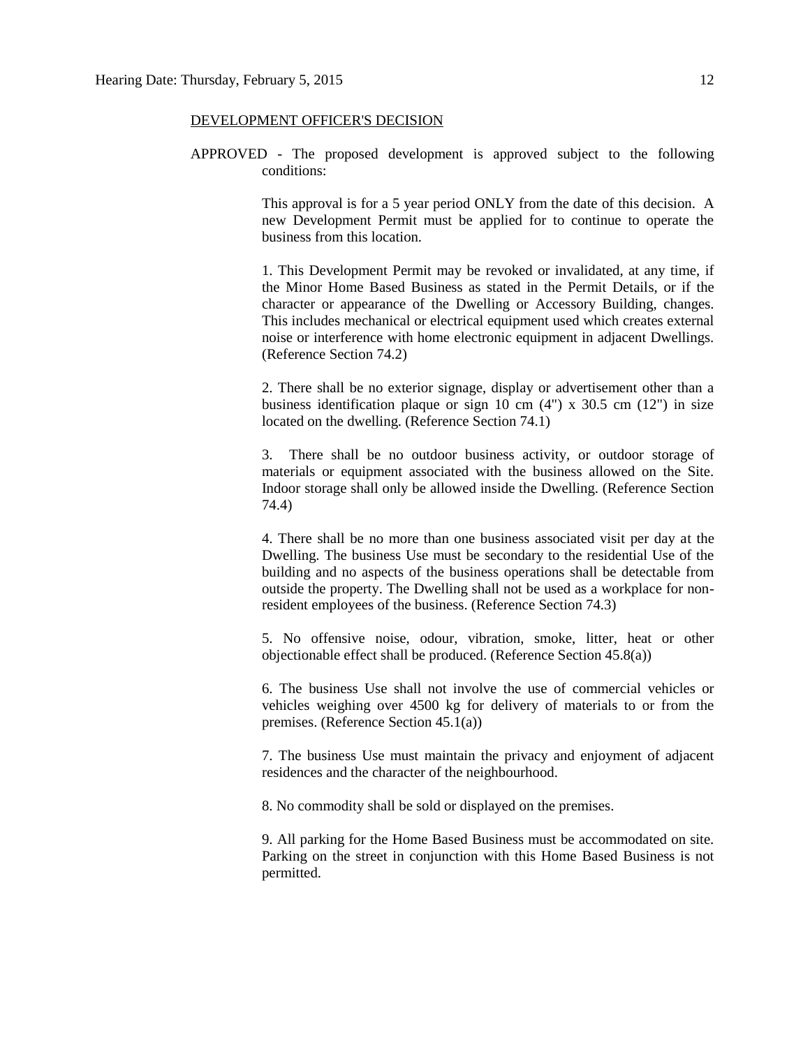DEVELOPMENT OFFICER'S DECISION

APPROVED - The proposed development is approved subject to the following conditions:

This approval is for a 5 year period ONLY from the date of this decision. A new Development Permit must be applied for to continue to operate the business from this location.

1. This Development Permit may be revoked or invalidated, at any time, if the Minor Home Based Business as stated in the Permit Details, or if the character or appearance of the Dwelling or Accessory Building, changes. This includes mechanical or electrical equipment used which creates external noise or interference with home electronic equipment in adjacent Dwellings. (Reference Section 74.2)

2. There shall be no exterior signage, display or advertisement other than a business identification plaque or sign 10 cm (4") x 30.5 cm (12") in size located on the dwelling. (Reference Section 74.1)

3. There shall be no outdoor business activity, or outdoor storage of materials or equipment associated with the business allowed on the Site. Indoor storage shall only be allowed inside the Dwelling. (Reference Section 74.4)

4. There shall be no more than one business associated visit per day at the Dwelling. The business Use must be secondary to the residential Use of the building and no aspects of the business operations shall be detectable from outside the property. The Dwelling shall not be used as a workplace for non-resident employees of the business. (Reference Section 74.3)

5. No offensive noise, odour, vibration, smoke, litter, heat or other objectionable effect shall be produced. (Reference Section 45.8(a))

6. The business Use shall not involve the use of commercial vehicles or vehicles weighing over 4500 kg for delivery of materials to or from the premises. (Reference Section 45.1(a))

7. The business Use must maintain the privacy and enjoyment of adjacent residences and the character of the neighbourhood.

8. No commodity shall be sold or displayed on the premises.

9. All parking for the Home Based Business must be accommodated on site. Parking on the street in conjunction with this Home Based Business is not permitted.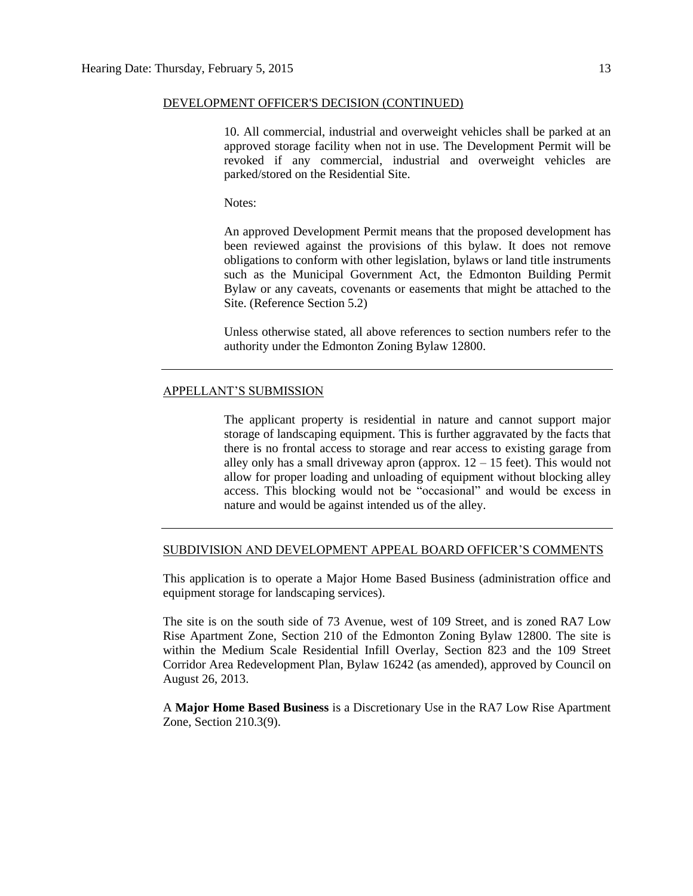DEVELOPMENT OFFICER'S DECISION (CONTINUED)

10. All commercial, industrial and overweight vehicles shall be parked at an approved storage facility when not in use. The Development Permit will be revoked if any commercial, industrial and overweight vehicles are parked/stored on the Residential Site.

Notes:

An approved Development Permit means that the proposed development has been reviewed against the provisions of this bylaw. It does not remove obligations to conform with other legislation, bylaws or land title instruments such as the Municipal Government Act, the Edmonton Building Permit Bylaw or any caveats, covenants or easements that might be attached to the Site. (Reference Section 5.2)

Unless otherwise stated, all above references to section numbers refer to the authority under the Edmonton Zoning Bylaw 12800.

---

APPELLANT'S SUBMISSION

The applicant property is residential in nature and cannot support major storage of landscaping equipment. This is further aggravated by the facts that there is no frontal access to storage and rear access to existing garage from alley only has a small driveway apron (approx. 12 – 15 feet). This would not allow for proper loading and unloading of equipment without blocking alley access. This blocking would not be "occasional" and would be excess in nature and would be against intended us of the alley.

---

SUBDIVISION AND DEVELOPMENT APPEAL BOARD OFFICER'S COMMENTS

This application is to operate a Major Home Based Business (administration office and equipment storage for landscaping services).

The site is on the south side of 73 Avenue, west of 109 Street, and is zoned RA7 Low Rise Apartment Zone, Section 210 of the Edmonton Zoning Bylaw 12800. The site is within the Medium Scale Residential Infill Overlay, Section 823 and the 109 Street Corridor Area Redevelopment Plan, Bylaw 16242 (as amended), approved by Council on August 26, 2013.

A **Major Home Based Business** is a Discretionary Use in the RA7 Low Rise Apartment Zone, Section 210.3(9).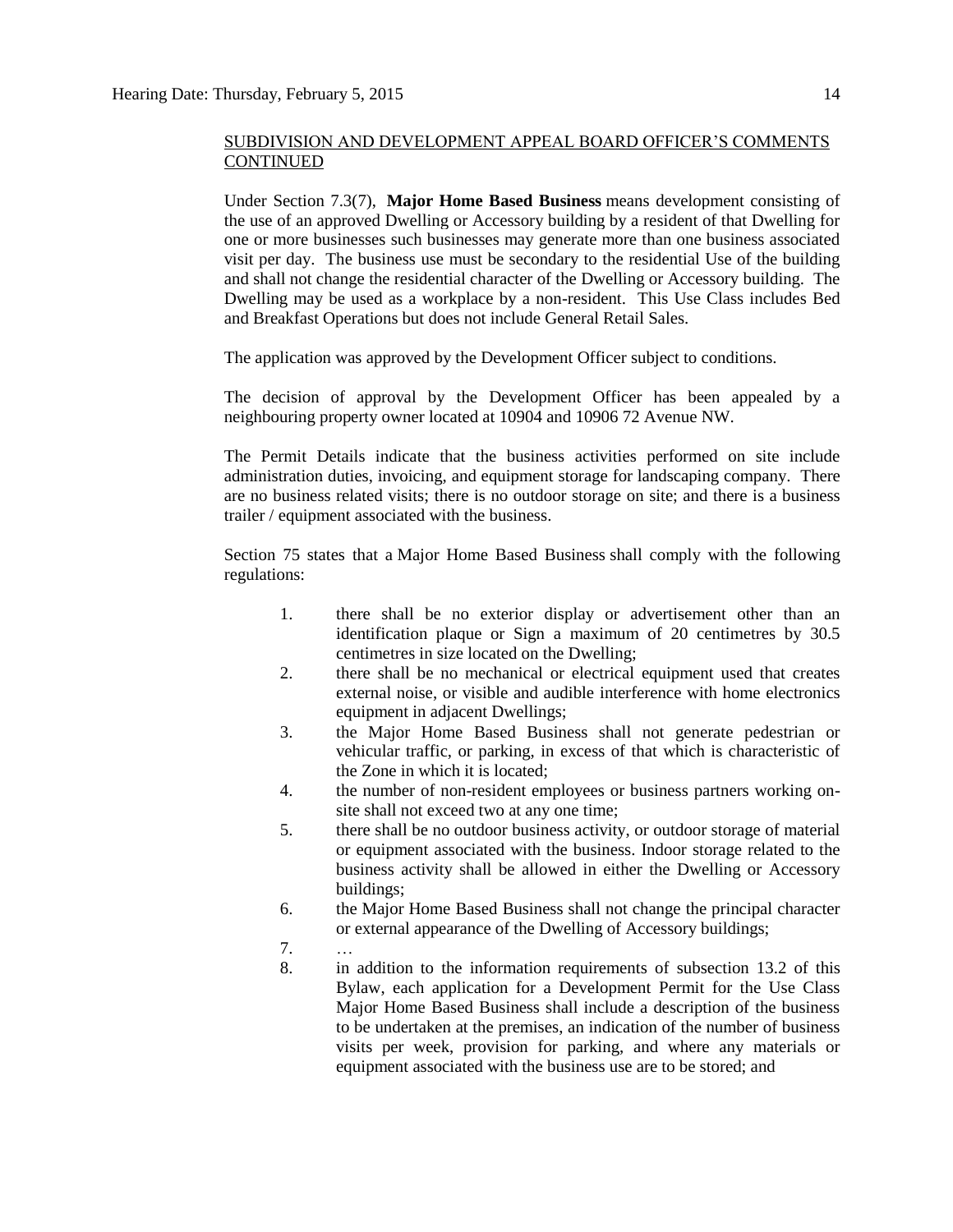SUBDIVISION AND DEVELOPMENT APPEAL BOARD OFFICER'S COMMENTS CONTINUED

Under Section 7.3(7), **Major Home Based Business** means development consisting of the use of an approved Dwelling or Accessory building by a resident of that Dwelling for one or more businesses such businesses may generate more than one business associated visit per day. The business use must be secondary to the residential Use of the building and shall not change the residential character of the Dwelling or Accessory building. The Dwelling may be used as a workplace by a non-resident. This Use Class includes Bed and Breakfast Operations but does not include General Retail Sales.

The application was approved by the Development Officer subject to conditions.

The decision of approval by the Development Officer has been appealed by a neighbouring property owner located at 10904 and 10906 72 Avenue NW.

The Permit Details indicate that the business activities performed on site include administration duties, invoicing, and equipment storage for landscaping company. There are no business related visits; there is no outdoor storage on site; and there is a business trailer / equipment associated with the business.

Section 75 states that a Major Home Based Business shall comply with the following regulations:

1. there shall be no exterior display or advertisement other than an identification plaque or Sign a maximum of 20 centimetres by 30.5 centimetres in size located on the Dwelling;
2. there shall be no mechanical or electrical equipment used that creates external noise, or visible and audible interference with home electronics equipment in adjacent Dwellings;
3. the Major Home Based Business shall not generate pedestrian or vehicular traffic, or parking, in excess of that which is characteristic of the Zone in which it is located;
4. the number of non-resident employees or business partners working on-site shall not exceed two at any one time;
5. there shall be no outdoor business activity, or outdoor storage of material or equipment associated with the business. Indoor storage related to the business activity shall be allowed in either the Dwelling or Accessory buildings;
6. the Major Home Based Business shall not change the principal character or external appearance of the Dwelling of Accessory buildings;
7. …
8. in addition to the information requirements of subsection 13.2 of this Bylaw, each application for a Development Permit for the Use Class Major Home Based Business shall include a description of the business to be undertaken at the premises, an indication of the number of business visits per week, provision for parking, and where any materials or equipment associated with the business use are to be stored; and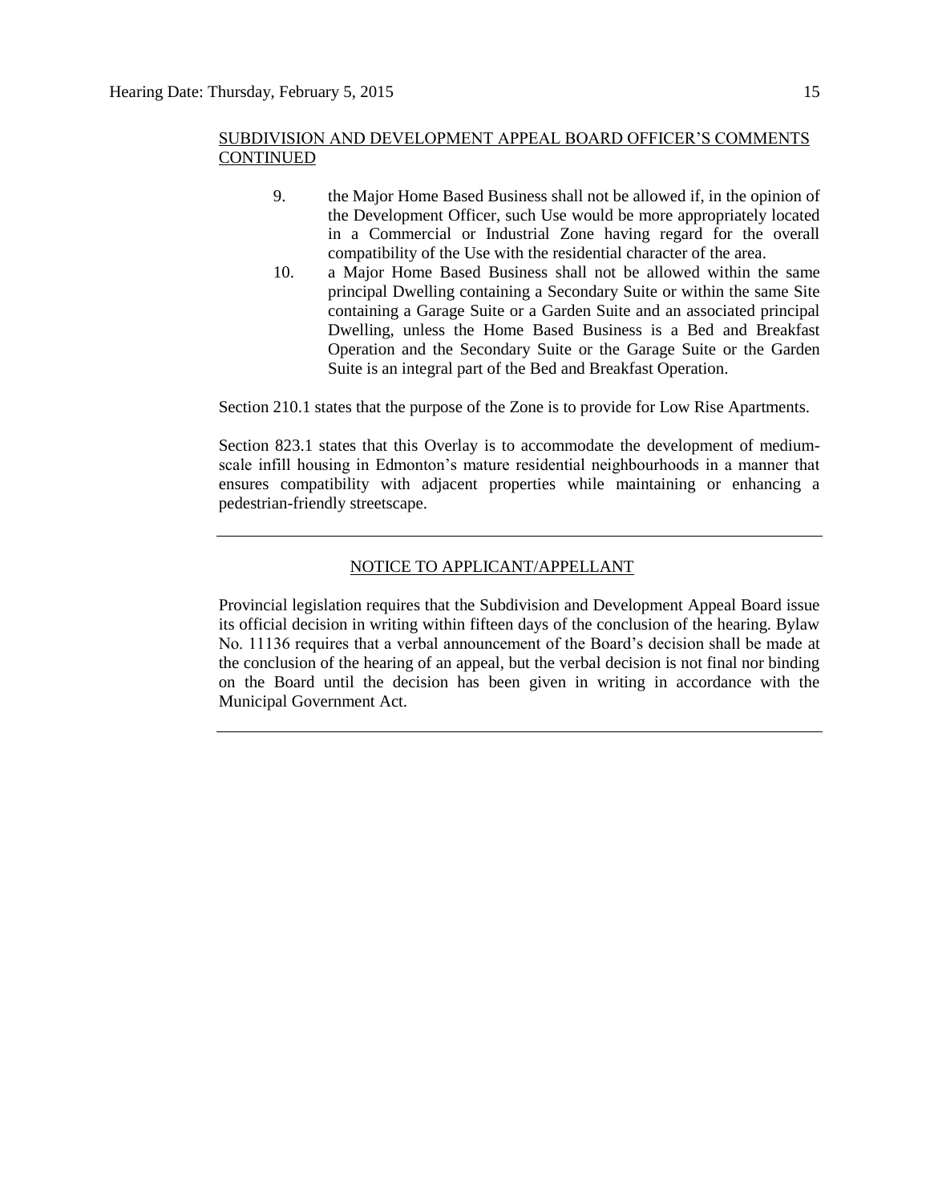SUBDIVISION AND DEVELOPMENT APPEAL BOARD OFFICER'S COMMENTS CONTINUED

9. the Major Home Based Business shall not be allowed if, in the opinion of the Development Officer, such Use would be more appropriately located in a Commercial or Industrial Zone having regard for the overall compatibility of the Use with the residential character of the area.
10. a Major Home Based Business shall not be allowed within the same principal Dwelling containing a Secondary Suite or within the same Site containing a Garage Suite or a Garden Suite and an associated principal Dwelling, unless the Home Based Business is a Bed and Breakfast Operation and the Secondary Suite or the Garage Suite or the Garden Suite is an integral part of the Bed and Breakfast Operation.

Section 210.1 states that the purpose of the Zone is to provide for Low Rise Apartments.

Section 823.1 states that this Overlay is to accommodate the development of medium-scale infill housing in Edmonton's mature residential neighbourhoods in a manner that ensures compatibility with adjacent properties while maintaining or enhancing a pedestrian-friendly streetscape.

---

NOTICE TO APPLICANT/APPELLANT

Provincial legislation requires that the Subdivision and Development Appeal Board issue its official decision in writing within fifteen days of the conclusion of the hearing. Bylaw No. 11136 requires that a verbal announcement of the Board's decision shall be made at the conclusion of the hearing of an appeal, but the verbal decision is not final nor binding on the Board until the decision has been given in writing in accordance with the Municipal Government Act.

---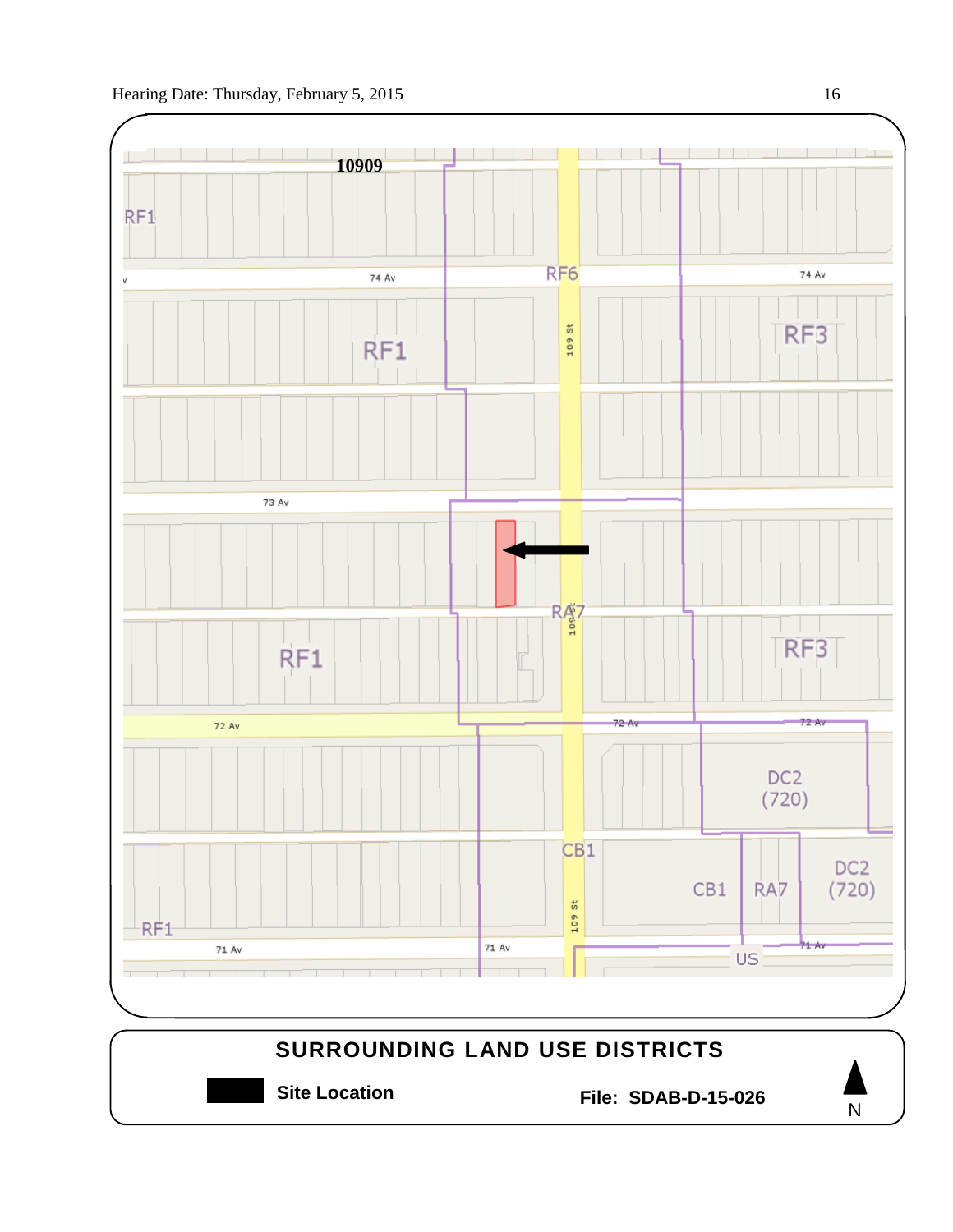## SURROUNDING LAND USE DISTRICTS

Site Location

File: SDAB-D-15-026

N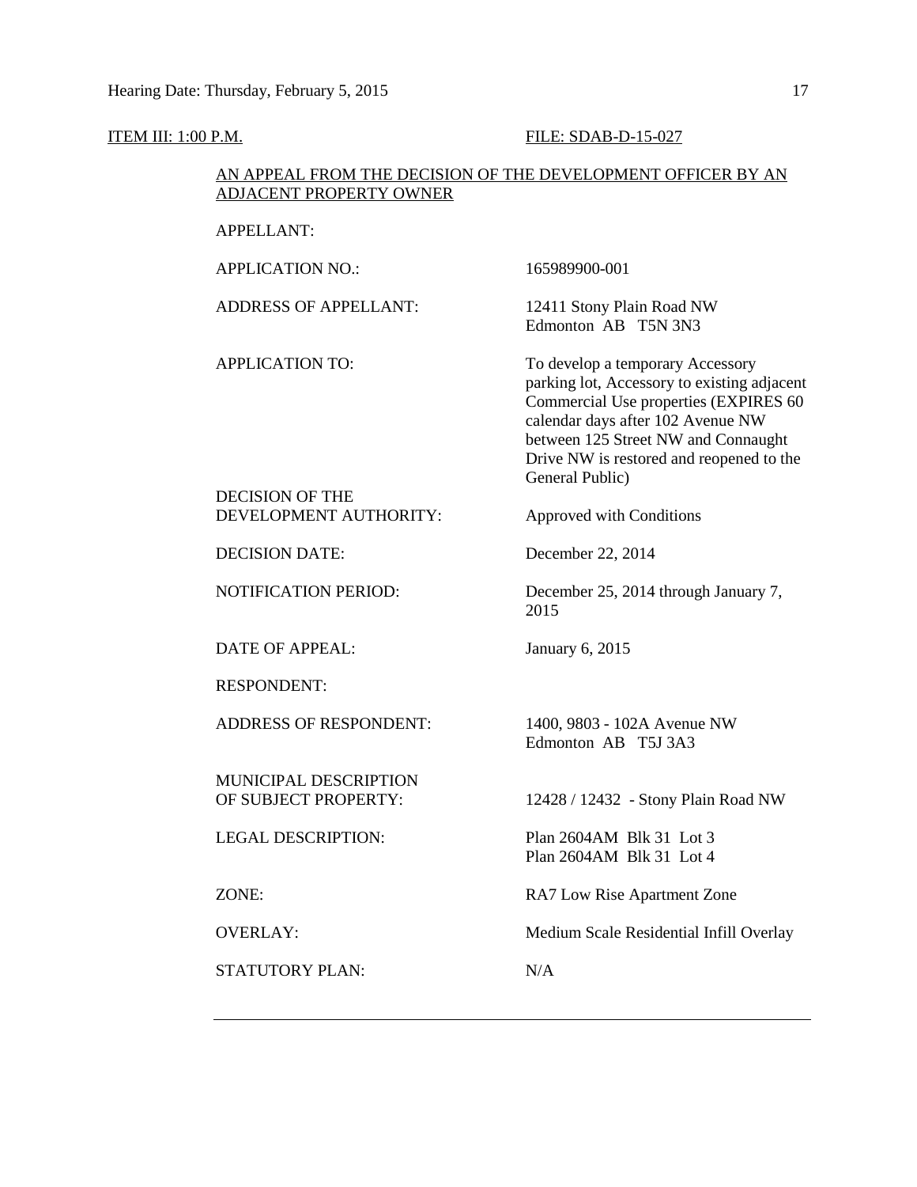ITEM III: 1:00 P.M. FILE: SDAB-D-15-027

AN APPEAL FROM THE DECISION OF THE DEVELOPMENT OFFICER BY AN ADJACENT PROPERTY OWNER

| | |
|---|---|
| APPELLANT: | |
| APPLICATION NO.: | 165989900-001 |
| ADDRESS OF APPELLANT: | 12411 Stony Plain Road NW<br>Edmonton AB T5N 3N3 |
| APPLICATION TO: | To develop a temporary Accessory parking lot, Accessory to existing adjacent Commercial Use properties (EXPIRES 60 calendar days after 102 Avenue NW between 125 Street NW and Connaught Drive NW is restored and reopened to the General Public) |
| DECISION OF THE DEVELOPMENT AUTHORITY: | Approved with Conditions |
| DECISION DATE: | December 22, 2014 |
| NOTIFICATION PERIOD: | December 25, 2014 through January 7, 2015 |
| DATE OF APPEAL: | January 6, 2015 |
| RESPONDENT: | |
| ADDRESS OF RESPONDENT: | 1400, 9803 - 102A Avenue NW<br>Edmonton AB T5J 3A3 |
| MUNICIPAL DESCRIPTION OF SUBJECT PROPERTY: | 12428 / 12432 - Stony Plain Road NW |
| LEGAL DESCRIPTION: | Plan 2604AM Blk 31 Lot 3<br>Plan 2604AM Blk 31 Lot 4 |
| ZONE: | RA7 Low Rise Apartment Zone |
| OVERLAY: | Medium Scale Residential Infill Overlay |
| STATUTORY PLAN: | N/A |

---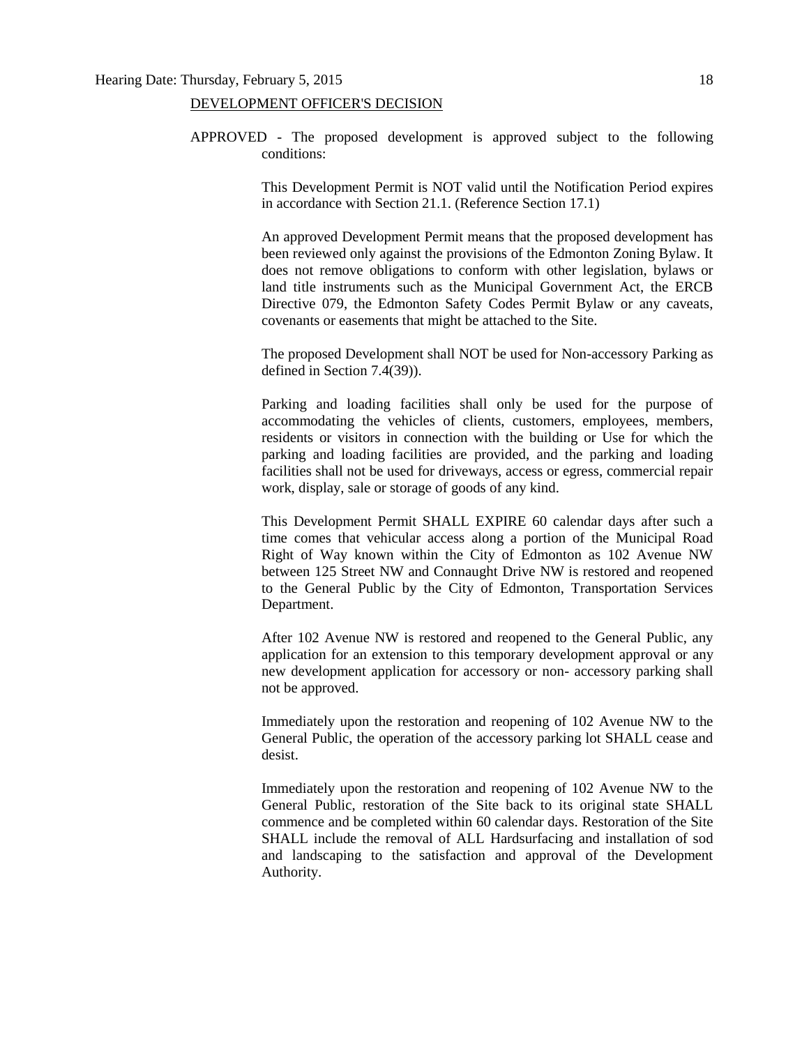<u>DEVELOPMENT OFFICER'S DECISION</u>

APPROVED - The proposed development is approved subject to the following conditions:

This Development Permit is NOT valid until the Notification Period expires in accordance with Section 21.1. (Reference Section 17.1)

An approved Development Permit means that the proposed development has been reviewed only against the provisions of the Edmonton Zoning Bylaw. It does not remove obligations to conform with other legislation, bylaws or land title instruments such as the Municipal Government Act, the ERCB Directive 079, the Edmonton Safety Codes Permit Bylaw or any caveats, covenants or easements that might be attached to the Site.

The proposed Development shall NOT be used for Non-accessory Parking as defined in Section 7.4(39)).

Parking and loading facilities shall only be used for the purpose of accommodating the vehicles of clients, customers, employees, members, residents or visitors in connection with the building or Use for which the parking and loading facilities are provided, and the parking and loading facilities shall not be used for driveways, access or egress, commercial repair work, display, sale or storage of goods of any kind.

This Development Permit SHALL EXPIRE 60 calendar days after such a time comes that vehicular access along a portion of the Municipal Road Right of Way known within the City of Edmonton as 102 Avenue NW between 125 Street NW and Connaught Drive NW is restored and reopened to the General Public by the City of Edmonton, Transportation Services Department.

After 102 Avenue NW is restored and reopened to the General Public, any application for an extension to this temporary development approval or any new development application for accessory or non- accessory parking shall not be approved.

Immediately upon the restoration and reopening of 102 Avenue NW to the General Public, the operation of the accessory parking lot SHALL cease and desist.

Immediately upon the restoration and reopening of 102 Avenue NW to the General Public, restoration of the Site back to its original state SHALL commence and be completed within 60 calendar days. Restoration of the Site SHALL include the removal of ALL Hardsurfacing and installation of sod and landscaping to the satisfaction and approval of the Development Authority.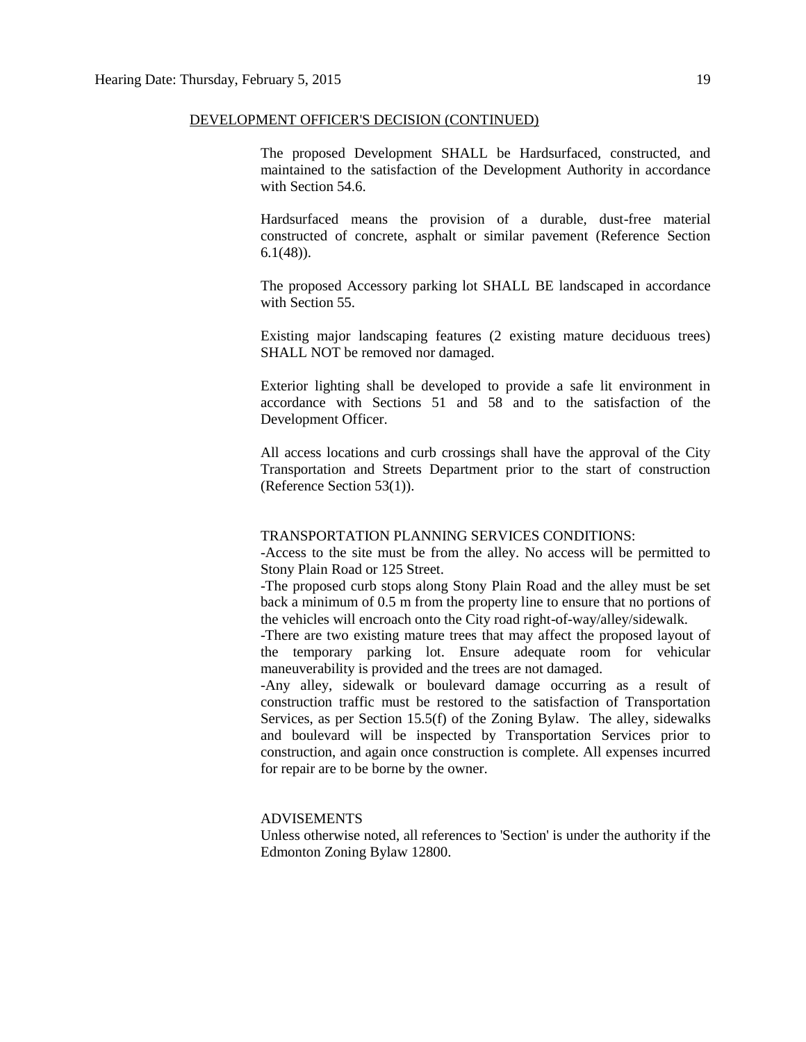DEVELOPMENT OFFICER'S DECISION (CONTINUED)

The proposed Development SHALL be Hardsurfaced, constructed, and maintained to the satisfaction of the Development Authority in accordance with Section 54.6.

Hardsurfaced means the provision of a durable, dust-free material constructed of concrete, asphalt or similar pavement (Reference Section 6.1(48)).

The proposed Accessory parking lot SHALL BE landscaped in accordance with Section 55.

Existing major landscaping features (2 existing mature deciduous trees) SHALL NOT be removed nor damaged.

Exterior lighting shall be developed to provide a safe lit environment in accordance with Sections 51 and 58 and to the satisfaction of the Development Officer.

All access locations and curb crossings shall have the approval of the City Transportation and Streets Department prior to the start of construction (Reference Section 53(1)).

TRANSPORTATION PLANNING SERVICES CONDITIONS:

-Access to the site must be from the alley. No access will be permitted to Stony Plain Road or 125 Street.

-The proposed curb stops along Stony Plain Road and the alley must be set back a minimum of 0.5 m from the property line to ensure that no portions of the vehicles will encroach onto the City road right-of-way/alley/sidewalk.

-There are two existing mature trees that may affect the proposed layout of the temporary parking lot. Ensure adequate room for vehicular maneuverability is provided and the trees are not damaged.

-Any alley, sidewalk or boulevard damage occurring as a result of construction traffic must be restored to the satisfaction of Transportation Services, as per Section 15.5(f) of the Zoning Bylaw. The alley, sidewalks and boulevard will be inspected by Transportation Services prior to construction, and again once construction is complete. All expenses incurred for repair are to be borne by the owner.

ADVISEMENTS

Unless otherwise noted, all references to 'Section' is under the authority if the Edmonton Zoning Bylaw 12800.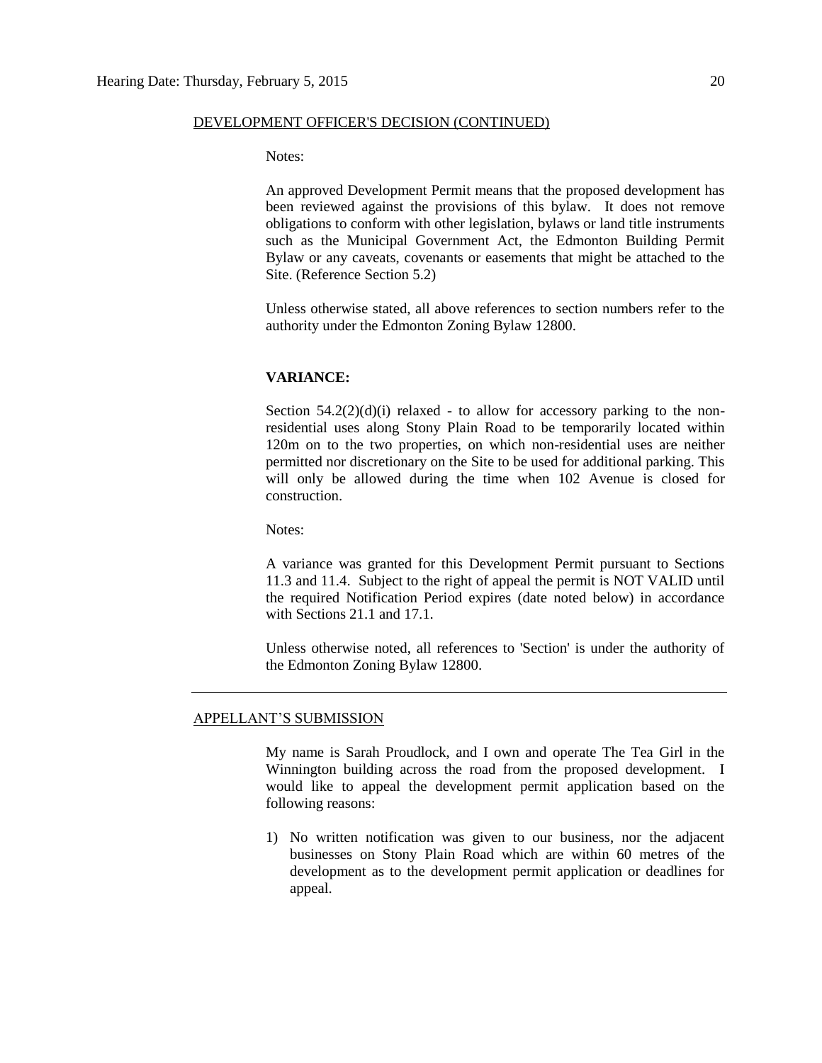DEVELOPMENT OFFICER'S DECISION (CONTINUED)

Notes:

An approved Development Permit means that the proposed development has been reviewed against the provisions of this bylaw. It does not remove obligations to conform with other legislation, bylaws or land title instruments such as the Municipal Government Act, the Edmonton Building Permit Bylaw or any caveats, covenants or easements that might be attached to the Site. (Reference Section 5.2)

Unless otherwise stated, all above references to section numbers refer to the authority under the Edmonton Zoning Bylaw 12800.

**VARIANCE:**

Section 54.2(2)(d)(i) relaxed - to allow for accessory parking to the non-residential uses along Stony Plain Road to be temporarily located within 120m on to the two properties, on which non-residential uses are neither permitted nor discretionary on the Site to be used for additional parking. This will only be allowed during the time when 102 Avenue is closed for construction.

Notes:

A variance was granted for this Development Permit pursuant to Sections 11.3 and 11.4. Subject to the right of appeal the permit is NOT VALID until the required Notification Period expires (date noted below) in accordance with Sections 21.1 and 17.1.

Unless otherwise noted, all references to 'Section' is under the authority of the Edmonton Zoning Bylaw 12800.

---

APPELLANT'S SUBMISSION

My name is Sarah Proudlock, and I own and operate The Tea Girl in the Winnington building across the road from the proposed development. I would like to appeal the development permit application based on the following reasons:

1) No written notification was given to our business, nor the adjacent businesses on Stony Plain Road which are within 60 metres of the development as to the development permit application or deadlines for appeal.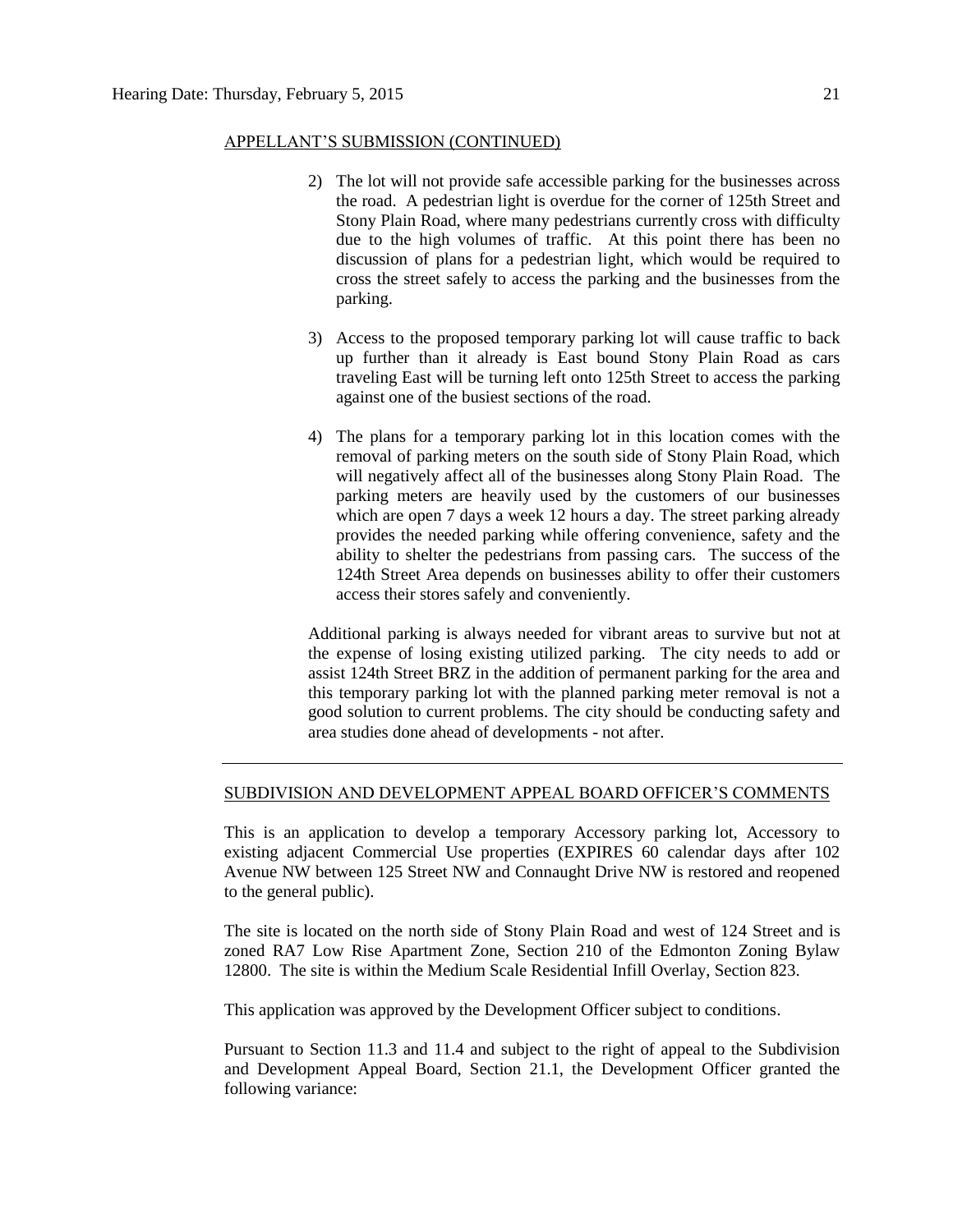APPELLANT'S SUBMISSION (CONTINUED)

2) The lot will not provide safe accessible parking for the businesses across the road. A pedestrian light is overdue for the corner of 125th Street and Stony Plain Road, where many pedestrians currently cross with difficulty due to the high volumes of traffic. At this point there has been no discussion of plans for a pedestrian light, which would be required to cross the street safely to access the parking and the businesses from the parking.

3) Access to the proposed temporary parking lot will cause traffic to back up further than it already is East bound Stony Plain Road as cars traveling East will be turning left onto 125th Street to access the parking against one of the busiest sections of the road.

4) The plans for a temporary parking lot in this location comes with the removal of parking meters on the south side of Stony Plain Road, which will negatively affect all of the businesses along Stony Plain Road. The parking meters are heavily used by the customers of our businesses which are open 7 days a week 12 hours a day. The street parking already provides the needed parking while offering convenience, safety and the ability to shelter the pedestrians from passing cars. The success of the 124th Street Area depends on businesses ability to offer their customers access their stores safely and conveniently.

Additional parking is always needed for vibrant areas to survive but not at the expense of losing existing utilized parking. The city needs to add or assist 124th Street BRZ in the addition of permanent parking for the area and this temporary parking lot with the planned parking meter removal is not a good solution to current problems. The city should be conducting safety and area studies done ahead of developments - not after.

---

SUBDIVISION AND DEVELOPMENT APPEAL BOARD OFFICER'S COMMENTS

This is an application to develop a temporary Accessory parking lot, Accessory to existing adjacent Commercial Use properties (EXPIRES 60 calendar days after 102 Avenue NW between 125 Street NW and Connaught Drive NW is restored and reopened to the general public).

The site is located on the north side of Stony Plain Road and west of 124 Street and is zoned RA7 Low Rise Apartment Zone, Section 210 of the Edmonton Zoning Bylaw 12800. The site is within the Medium Scale Residential Infill Overlay, Section 823.

This application was approved by the Development Officer subject to conditions.

Pursuant to Section 11.3 and 11.4 and subject to the right of appeal to the Subdivision and Development Appeal Board, Section 21.1, the Development Officer granted the following variance: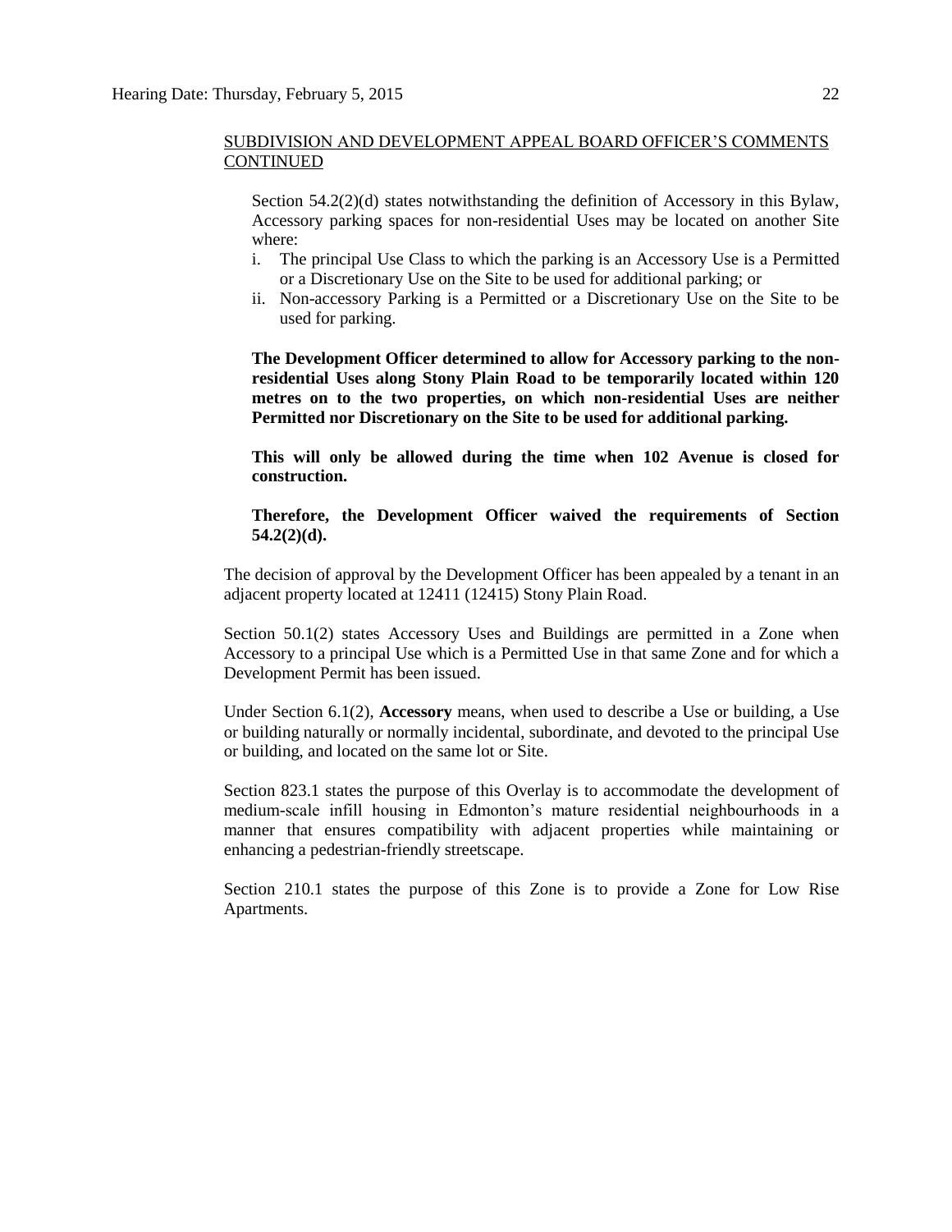SUBDIVISION AND DEVELOPMENT APPEAL BOARD OFFICER'S COMMENTS CONTINUED

Section 54.2(2)(d) states notwithstanding the definition of Accessory in this Bylaw, Accessory parking spaces for non-residential Uses may be located on another Site where:

i. The principal Use Class to which the parking is an Accessory Use is a Permitted or a Discretionary Use on the Site to be used for additional parking; or
ii. Non-accessory Parking is a Permitted or a Discretionary Use on the Site to be used for parking.

**The Development Officer determined to allow for Accessory parking to the non-residential Uses along Stony Plain Road to be temporarily located within 120 metres on to the two properties, on which non-residential Uses are neither Permitted nor Discretionary on the Site to be used for additional parking.**

**This will only be allowed during the time when 102 Avenue is closed for construction.**

**Therefore, the Development Officer waived the requirements of Section 54.2(2)(d).**

The decision of approval by the Development Officer has been appealed by a tenant in an adjacent property located at 12411 (12415) Stony Plain Road.

Section 50.1(2) states Accessory Uses and Buildings are permitted in a Zone when Accessory to a principal Use which is a Permitted Use in that same Zone and for which a Development Permit has been issued.

Under Section 6.1(2), **Accessory** means, when used to describe a Use or building, a Use or building naturally or normally incidental, subordinate, and devoted to the principal Use or building, and located on the same lot or Site.

Section 823.1 states the purpose of this Overlay is to accommodate the development of medium-scale infill housing in Edmonton's mature residential neighbourhoods in a manner that ensures compatibility with adjacent properties while maintaining or enhancing a pedestrian-friendly streetscape.

Section 210.1 states the purpose of this Zone is to provide a Zone for Low Rise Apartments.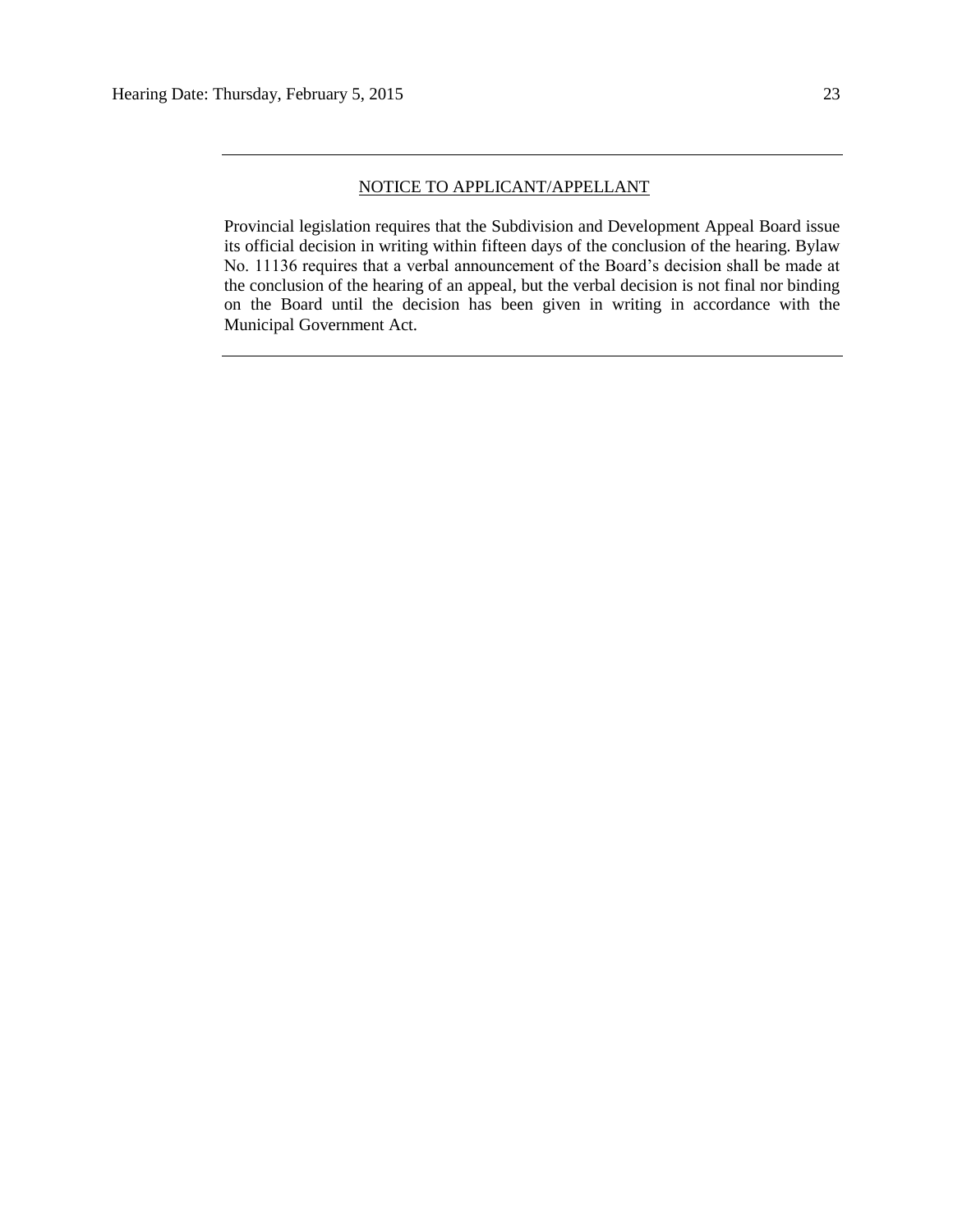---

NOTICE TO APPLICANT/APPELLANT

Provincial legislation requires that the Subdivision and Development Appeal Board issue its official decision in writing within fifteen days of the conclusion of the hearing. Bylaw No. 11136 requires that a verbal announcement of the Board's decision shall be made at the conclusion of the hearing of an appeal, but the verbal decision is not final nor binding on the Board until the decision has been given in writing in accordance with the Municipal Government Act.

---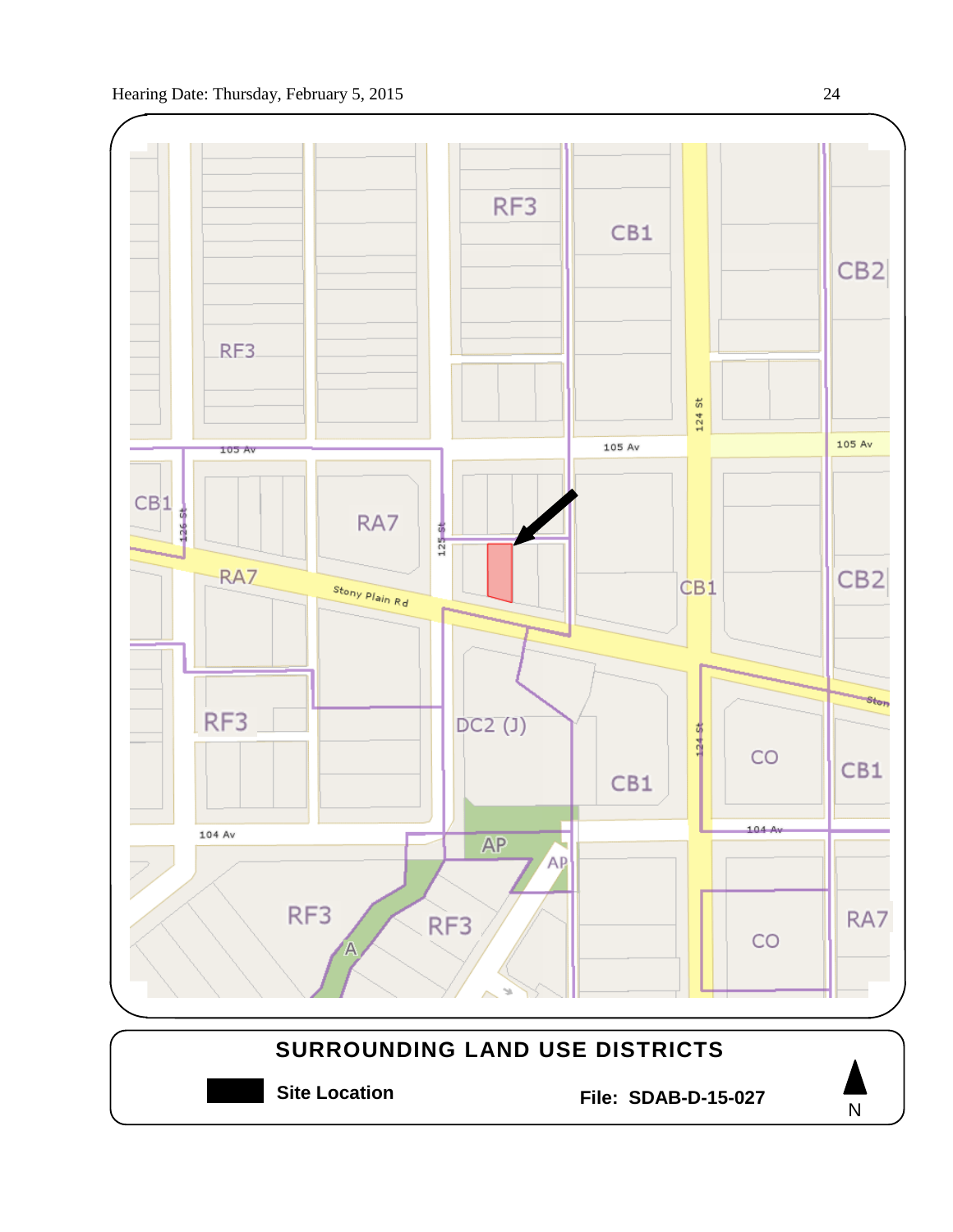## SURROUNDING LAND USE DISTRICTS

**Site Location**

**File: SDAB-D-15-027**

N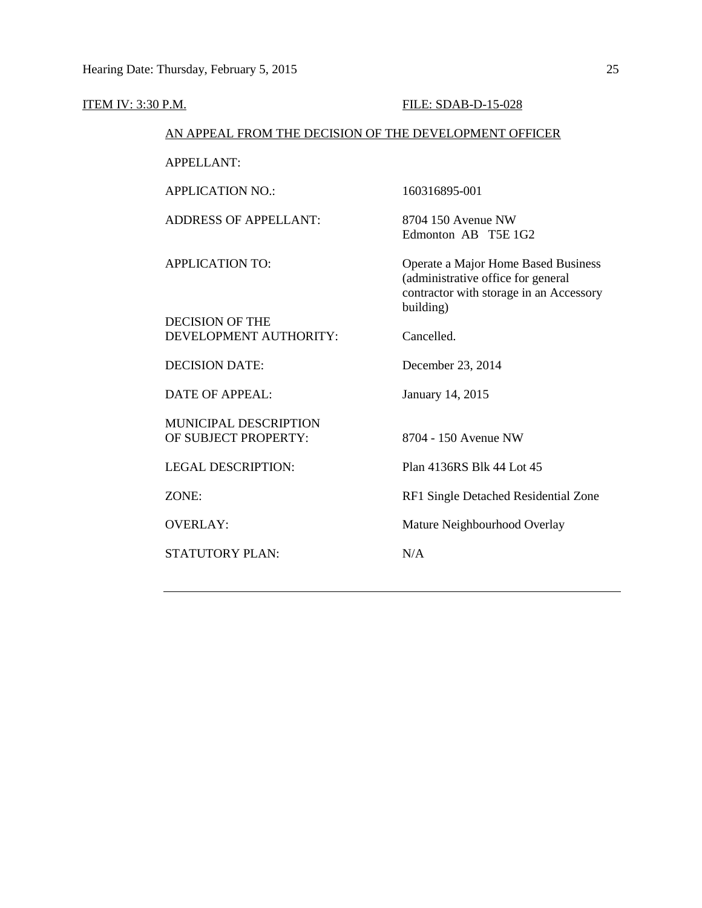ITEM IV: 3:30 P.M. FILE: SDAB-D-15-028

AN APPEAL FROM THE DECISION OF THE DEVELOPMENT OFFICER

| | |
|---|---|
| APPELLANT: | |
| APPLICATION NO.: | 160316895-001 |
| ADDRESS OF APPELLANT: | 8704 150 Avenue NW<br>Edmonton AB T5E 1G2 |
| APPLICATION TO: | Operate a Major Home Based Business (administrative office for general contractor with storage in an Accessory building) |
| DECISION OF THE DEVELOPMENT AUTHORITY: | Cancelled. |
| DECISION DATE: | December 23, 2014 |
| DATE OF APPEAL: | January 14, 2015 |
| MUNICIPAL DESCRIPTION OF SUBJECT PROPERTY: | 8704 - 150 Avenue NW |
| LEGAL DESCRIPTION: | Plan 4136RS Blk 44 Lot 45 |
| ZONE: | RF1 Single Detached Residential Zone |
| OVERLAY: | Mature Neighbourhood Overlay |
| STATUTORY PLAN: | N/A |

---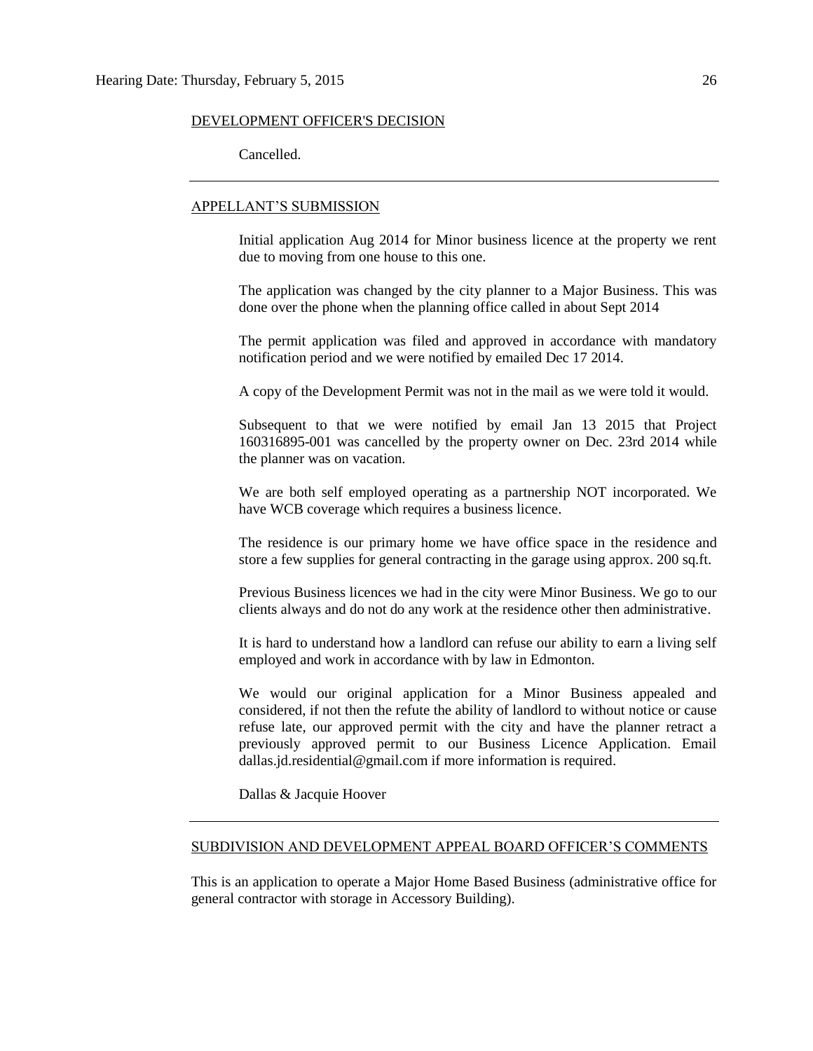DEVELOPMENT OFFICER'S DECISION

Cancelled.

---

APPELLANT'S SUBMISSION

Initial application Aug 2014 for Minor business licence at the property we rent due to moving from one house to this one.

The application was changed by the city planner to a Major Business. This was done over the phone when the planning office called in about Sept 2014

The permit application was filed and approved in accordance with mandatory notification period and we were notified by emailed Dec 17 2014.

A copy of the Development Permit was not in the mail as we were told it would.

Subsequent to that we were notified by email Jan 13 2015 that Project 160316895-001 was cancelled by the property owner on Dec. 23rd 2014 while the planner was on vacation.

We are both self employed operating as a partnership NOT incorporated. We have WCB coverage which requires a business licence.

The residence is our primary home we have office space in the residence and store a few supplies for general contracting in the garage using approx. 200 sq.ft.

Previous Business licences we had in the city were Minor Business. We go to our clients always and do not do any work at the residence other then administrative.

It is hard to understand how a landlord can refuse our ability to earn a living self employed and work in accordance with by law in Edmonton.

We would our original application for a Minor Business appealed and considered, if not then the refute the ability of landlord to without notice or cause refuse late, our approved permit with the city and have the planner retract a previously approved permit to our Business Licence Application. Email dallas.jd.residential@gmail.com if more information is required.

Dallas & Jacquie Hoover

---

SUBDIVISION AND DEVELOPMENT APPEAL BOARD OFFICER'S COMMENTS

This is an application to operate a Major Home Based Business (administrative office for general contractor with storage in Accessory Building).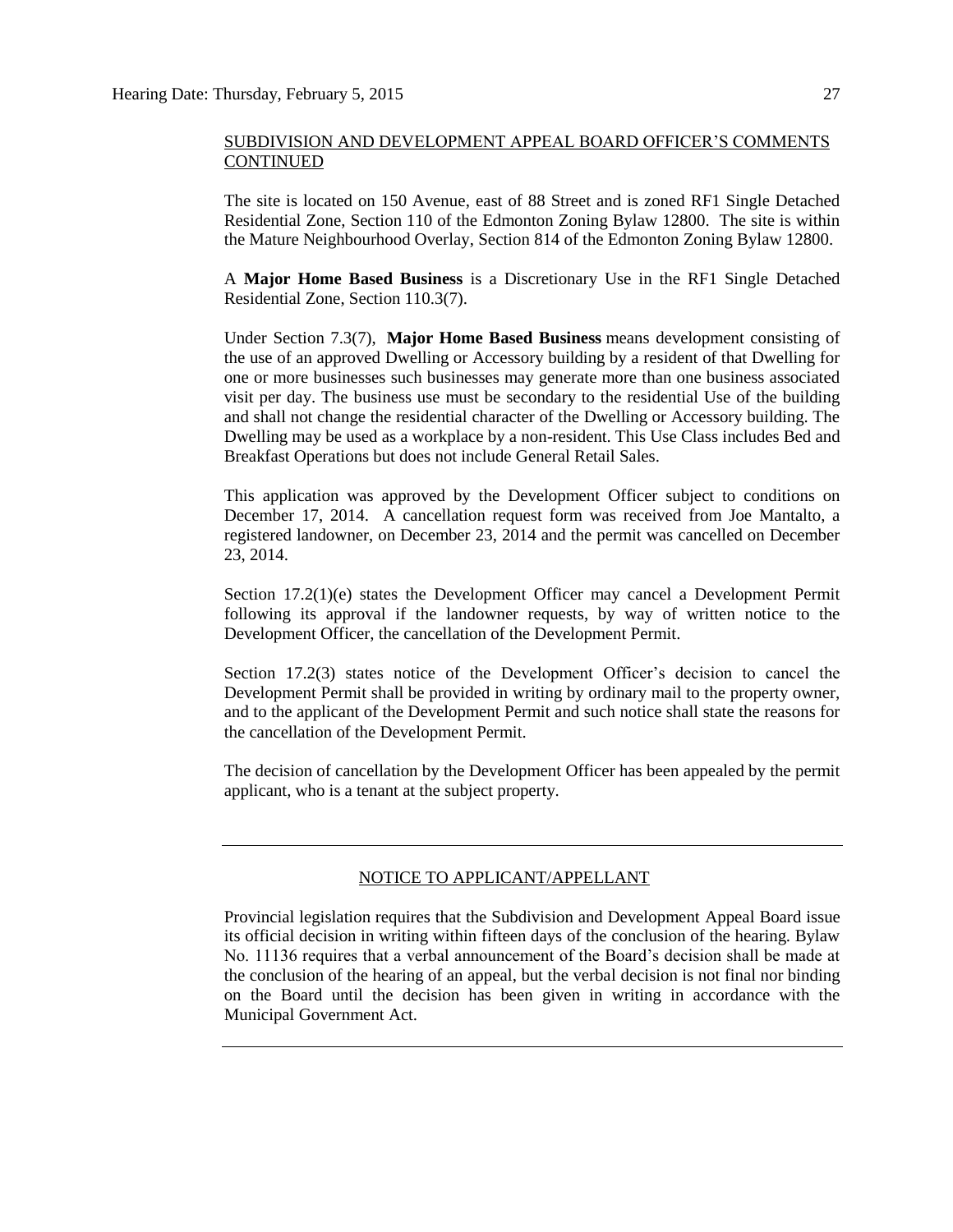SUBDIVISION AND DEVELOPMENT APPEAL BOARD OFFICER'S COMMENTS CONTINUED

The site is located on 150 Avenue, east of 88 Street and is zoned RF1 Single Detached Residential Zone, Section 110 of the Edmonton Zoning Bylaw 12800. The site is within the Mature Neighbourhood Overlay, Section 814 of the Edmonton Zoning Bylaw 12800.

A **Major Home Based Business** is a Discretionary Use in the RF1 Single Detached Residential Zone, Section 110.3(7).

Under Section 7.3(7), **Major Home Based Business** means development consisting of the use of an approved Dwelling or Accessory building by a resident of that Dwelling for one or more businesses such businesses may generate more than one business associated visit per day. The business use must be secondary to the residential Use of the building and shall not change the residential character of the Dwelling or Accessory building. The Dwelling may be used as a workplace by a non-resident. This Use Class includes Bed and Breakfast Operations but does not include General Retail Sales.

This application was approved by the Development Officer subject to conditions on December 17, 2014. A cancellation request form was received from Joe Mantalto, a registered landowner, on December 23, 2014 and the permit was cancelled on December 23, 2014.

Section 17.2(1)(e) states the Development Officer may cancel a Development Permit following its approval if the landowner requests, by way of written notice to the Development Officer, the cancellation of the Development Permit.

Section 17.2(3) states notice of the Development Officer's decision to cancel the Development Permit shall be provided in writing by ordinary mail to the property owner, and to the applicant of the Development Permit and such notice shall state the reasons for the cancellation of the Development Permit.

The decision of cancellation by the Development Officer has been appealed by the permit applicant, who is a tenant at the subject property.

---

NOTICE TO APPLICANT/APPELLANT

Provincial legislation requires that the Subdivision and Development Appeal Board issue its official decision in writing within fifteen days of the conclusion of the hearing. Bylaw No. 11136 requires that a verbal announcement of the Board's decision shall be made at the conclusion of the hearing of an appeal, but the verbal decision is not final nor binding on the Board until the decision has been given in writing in accordance with the Municipal Government Act.

---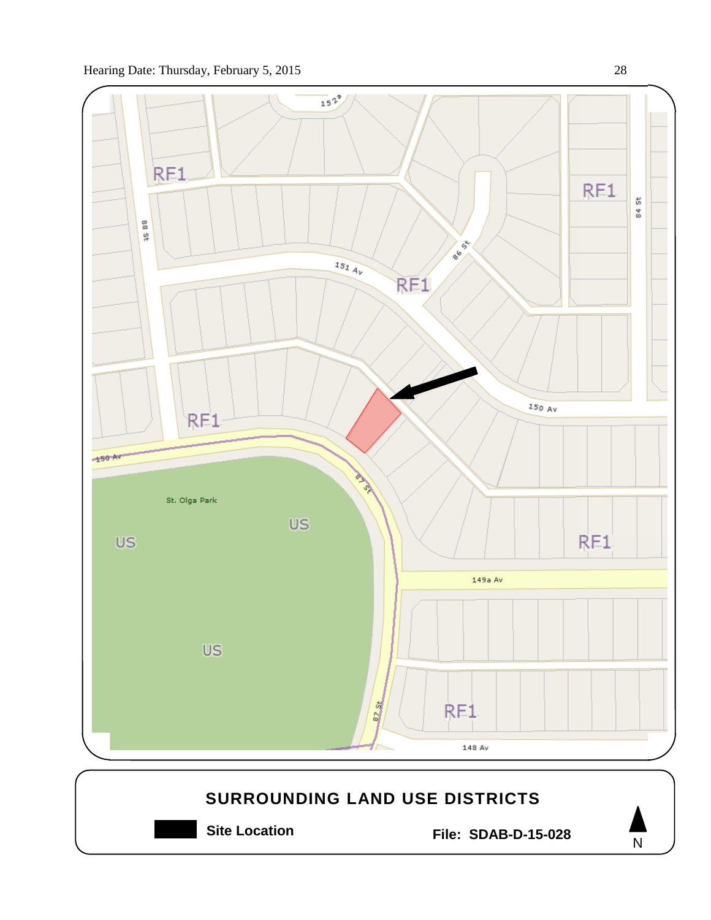## SURROUNDING LAND USE DISTRICTS

**Site Location**

**File: SDAB-D-15-028**

N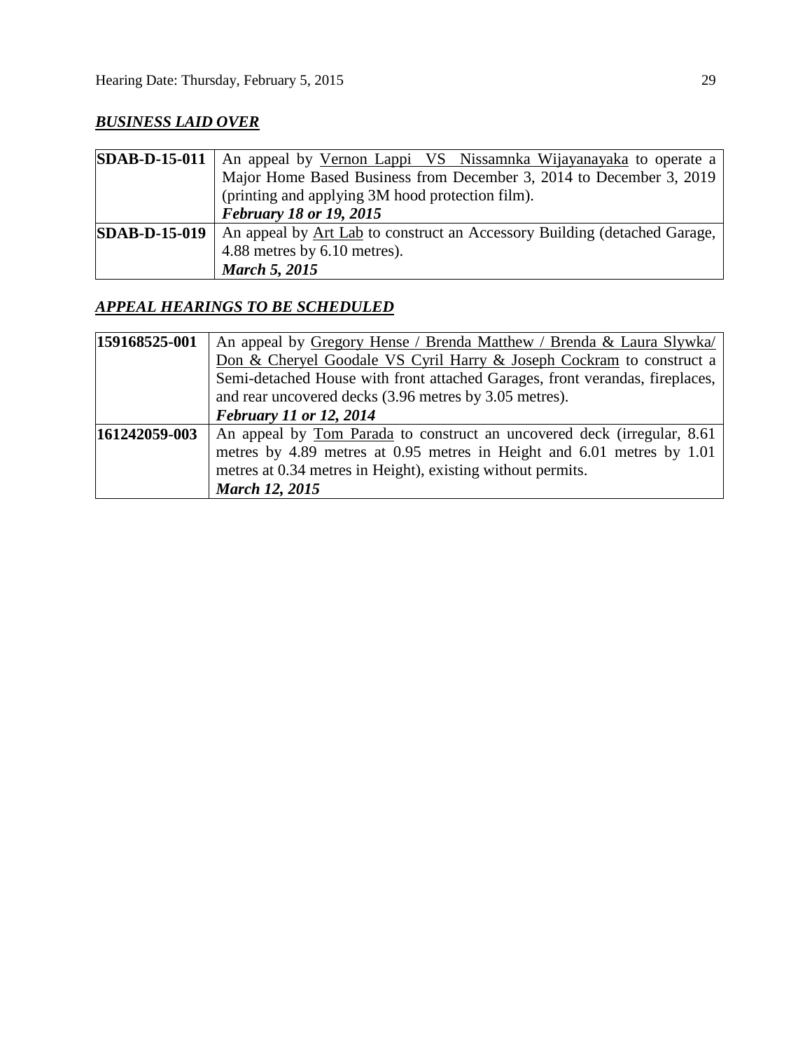## ***BUSINESS LAID OVER***

| | |
|---|---|
| **SDAB-D-15-011** | An appeal by Vernon Lappi VS Nissamnka Wijayanayaka to operate a Major Home Based Business from December 3, 2014 to December 3, 2019 (printing and applying 3M hood protection film).<br>***February 18 or 19, 2015*** |
| **SDAB-D-15-019** | An appeal by Art Lab to construct an Accessory Building (detached Garage, 4.88 metres by 6.10 metres).<br>***March 5, 2015*** |

## ***APPEAL HEARINGS TO BE SCHEDULED***

| | |
|---|---|
| **159168525-001** | An appeal by Gregory Hense / Brenda Matthew / Brenda & Laura Slywka/ Don & Cheryel Goodale VS Cyril Harry & Joseph Cockram to construct a Semi-detached House with front attached Garages, front verandas, fireplaces, and rear uncovered decks (3.96 metres by 3.05 metres).<br>***February 11 or 12, 2014*** |
| **161242059-003** | An appeal by Tom Parada to construct an uncovered deck (irregular, 8.61 metres by 4.89 metres at 0.95 metres in Height and 6.01 metres by 1.01 metres at 0.34 metres in Height), existing without permits.<br>***March 12, 2015*** |